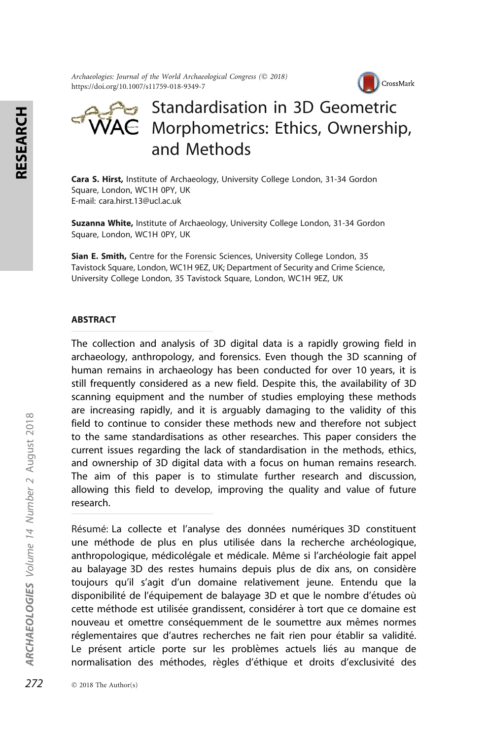# Standardisation in 3D Geometric Morphometrics: Ethics, Ownership, and Methods

**Cara S. Hirst,** Institute of Archaeology, University College London, 31-34 Gordon Square, London, WC1H 0PY, UK
E-mail: cara.hirst.13@ucl.ac.uk

**Suzanna White,** Institute of Archaeology, University College London, 31-34 Gordon Square, London, WC1H 0PY, UK

**Sian E. Smith,** Centre for the Forensic Sciences, University College London, 35 Tavistock Square, London, WC1H 9EZ, UK; Department of Security and Crime Science, University College London, 35 Tavistock Square, London, WC1H 9EZ, UK

## ABSTRACT

The collection and analysis of 3D digital data is a rapidly growing field in archaeology, anthropology, and forensics. Even though the 3D scanning of human remains in archaeology has been conducted for over 10 years, it is still frequently considered as a new field. Despite this, the availability of 3D scanning equipment and the number of studies employing these methods are increasing rapidly, and it is arguably damaging to the validity of this field to continue to consider these methods new and therefore not subject to the same standardisations as other researches. This paper considers the current issues regarding the lack of standardisation in the methods, ethics, and ownership of 3D digital data with a focus on human remains research. The aim of this paper is to stimulate further research and discussion, allowing this field to develop, improving the quality and value of future research.

Résumé: La collecte et l'analyse des données numériques 3D constituent une méthode de plus en plus utilisée dans la recherche archéologique, anthropologique, médicolégale et médicale. Même si l'archéologie fait appel au balayage 3D des restes humains depuis plus de dix ans, on considère toujours qu'il s'agit d'un domaine relativement jeune. Entendu que la disponibilité de l'équipement de balayage 3D et que le nombre d'études où cette méthode est utilisée grandissent, considérer à tort que ce domaine est nouveau et omettre conséquemment de le soumettre aux mêmes normes réglementaires que d'autres recherches ne fait rien pour établir sa validité. Le présent article porte sur les problèmes actuels liés au manque de normalisation des méthodes, règles d'éthique et droits d'exclusivité des

© 2018 The Author(s)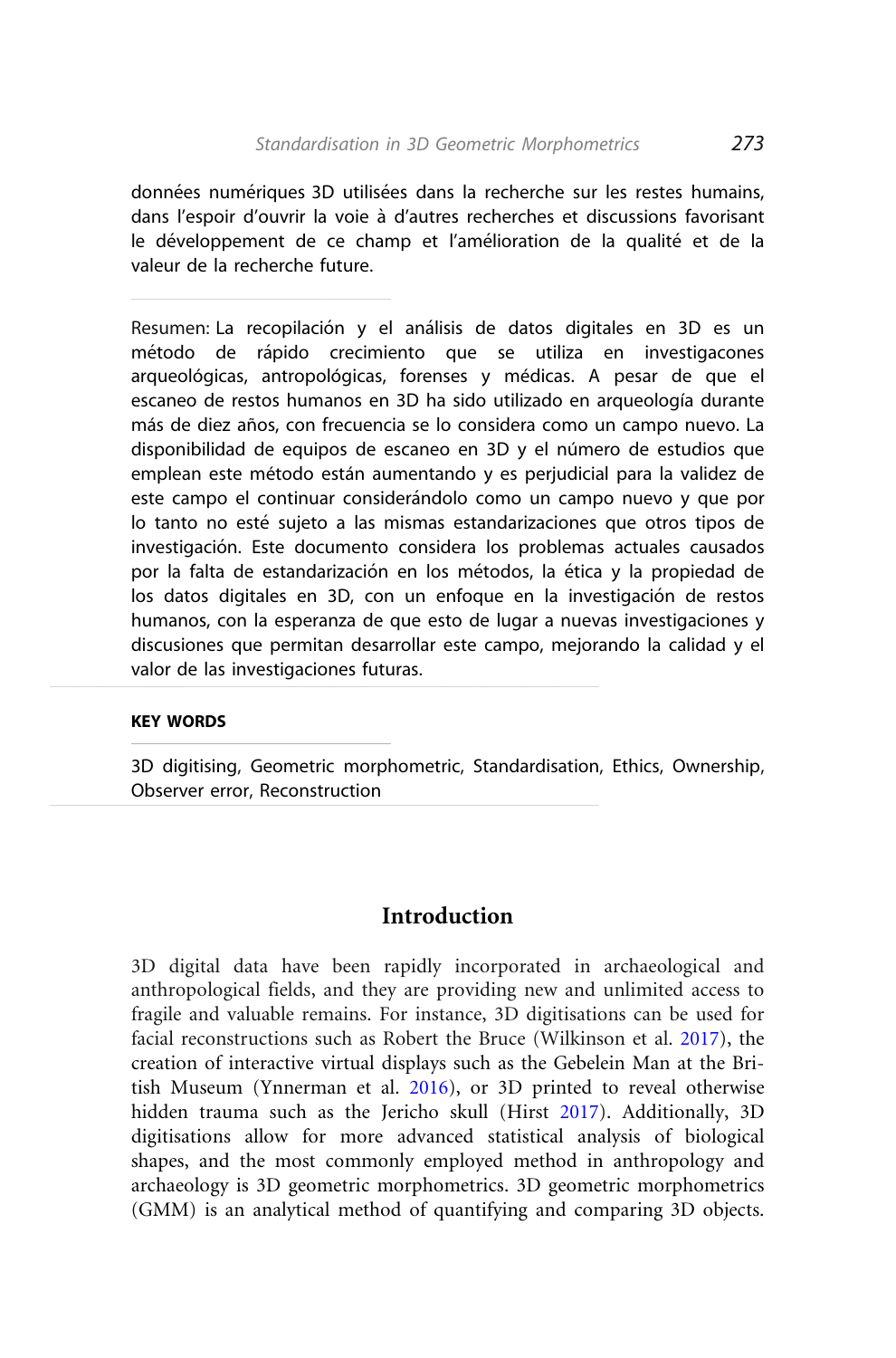données numériques 3D utilisées dans la recherche sur les restes humains, dans l'espoir d'ouvrir la voie à d'autres recherches et discussions favorisant le développement de ce champ et l'amélioration de la qualité et de la valeur de la recherche future.

Resumen: La recopilación y el análisis de datos digitales en 3D es un método de rápido crecimiento que se utiliza en investigacones arqueológicas, antropológicas, forenses y médicas. A pesar de que el escaneo de restos humanos en 3D ha sido utilizado en arqueología durante más de diez años, con frecuencia se lo considera como un campo nuevo. La disponibilidad de equipos de escaneo en 3D y el número de estudios que emplean este método están aumentando y es perjudicial para la validez de este campo el continuar considerándolo como un campo nuevo y que por lo tanto no esté sujeto a las mismas estandarizaciones que otros tipos de investigación. Este documento considera los problemas actuales causados por la falta de estandarización en los métodos, la ética y la propiedad de los datos digitales en 3D, con un enfoque en la investigación de restos humanos, con la esperanza de que esto de lugar a nuevas investigaciones y discusiones que permitan desarrollar este campo, mejorando la calidad y el valor de las investigaciones futuras.

**KEY WORDS**

3D digitising, Geometric morphometric, Standardisation, Ethics, Ownership, Observer error, Reconstruction

## Introduction

3D digital data have been rapidly incorporated in archaeological and anthropological fields, and they are providing new and unlimited access to fragile and valuable remains. For instance, 3D digitisations can be used for facial reconstructions such as Robert the Bruce (Wilkinson et al. 2017), the creation of interactive virtual displays such as the Gebelein Man at the British Museum (Ynnerman et al. 2016), or 3D printed to reveal otherwise hidden trauma such as the Jericho skull (Hirst 2017). Additionally, 3D digitisations allow for more advanced statistical analysis of biological shapes, and the most commonly employed method in anthropology and archaeology is 3D geometric morphometrics. 3D geometric morphometrics (GMM) is an analytical method of quantifying and comparing 3D objects.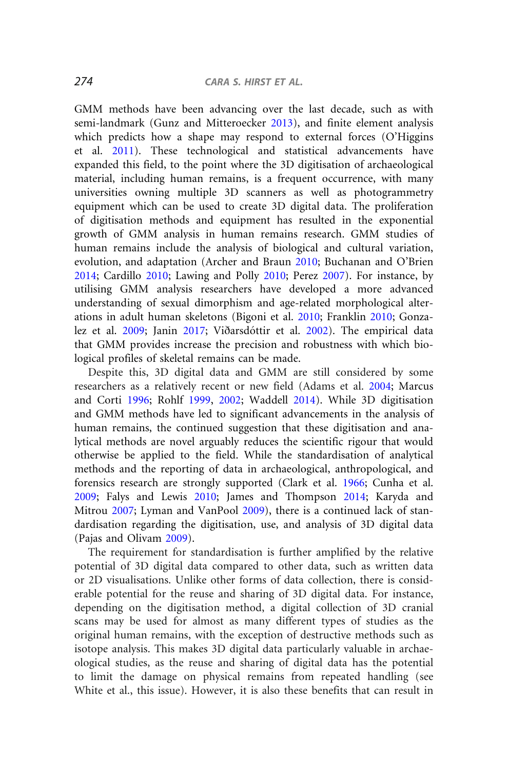GMM methods have been advancing over the last decade, such as with semi-landmark (Gunz and Mitteroecker 2013), and finite element analysis which predicts how a shape may respond to external forces (O'Higgins et al. 2011). These technological and statistical advancements have expanded this field, to the point where the 3D digitisation of archaeological material, including human remains, is a frequent occurrence, with many universities owning multiple 3D scanners as well as photogrammetry equipment which can be used to create 3D digital data. The proliferation of digitisation methods and equipment has resulted in the exponential growth of GMM analysis in human remains research. GMM studies of human remains include the analysis of biological and cultural variation, evolution, and adaptation (Archer and Braun 2010; Buchanan and O'Brien 2014; Cardillo 2010; Lawing and Polly 2010; Perez 2007). For instance, by utilising GMM analysis researchers have developed a more advanced understanding of sexual dimorphism and age-related morphological alterations in adult human skeletons (Bigoni et al. 2010; Franklin 2010; Gonzalez et al. 2009; Janin 2017; Viðarsdóttir et al. 2002). The empirical data that GMM provides increase the precision and robustness with which biological profiles of skeletal remains can be made.

Despite this, 3D digital data and GMM are still considered by some researchers as a relatively recent or new field (Adams et al. 2004; Marcus and Corti 1996; Rohlf 1999, 2002; Waddell 2014). While 3D digitisation and GMM methods have led to significant advancements in the analysis of human remains, the continued suggestion that these digitisation and analytical methods are novel arguably reduces the scientific rigour that would otherwise be applied to the field. While the standardisation of analytical methods and the reporting of data in archaeological, anthropological, and forensics research are strongly supported (Clark et al. 1966; Cunha et al. 2009; Falys and Lewis 2010; James and Thompson 2014; Karyda and Mitrou 2007; Lyman and VanPool 2009), there is a continued lack of standardisation regarding the digitisation, use, and analysis of 3D digital data (Pajas and Olivam 2009).

The requirement for standardisation is further amplified by the relative potential of 3D digital data compared to other data, such as written data or 2D visualisations. Unlike other forms of data collection, there is considerable potential for the reuse and sharing of 3D digital data. For instance, depending on the digitisation method, a digital collection of 3D cranial scans may be used for almost as many different types of studies as the original human remains, with the exception of destructive methods such as isotope analysis. This makes 3D digital data particularly valuable in archaeological studies, as the reuse and sharing of digital data has the potential to limit the damage on physical remains from repeated handling (see White et al., this issue). However, it is also these benefits that can result in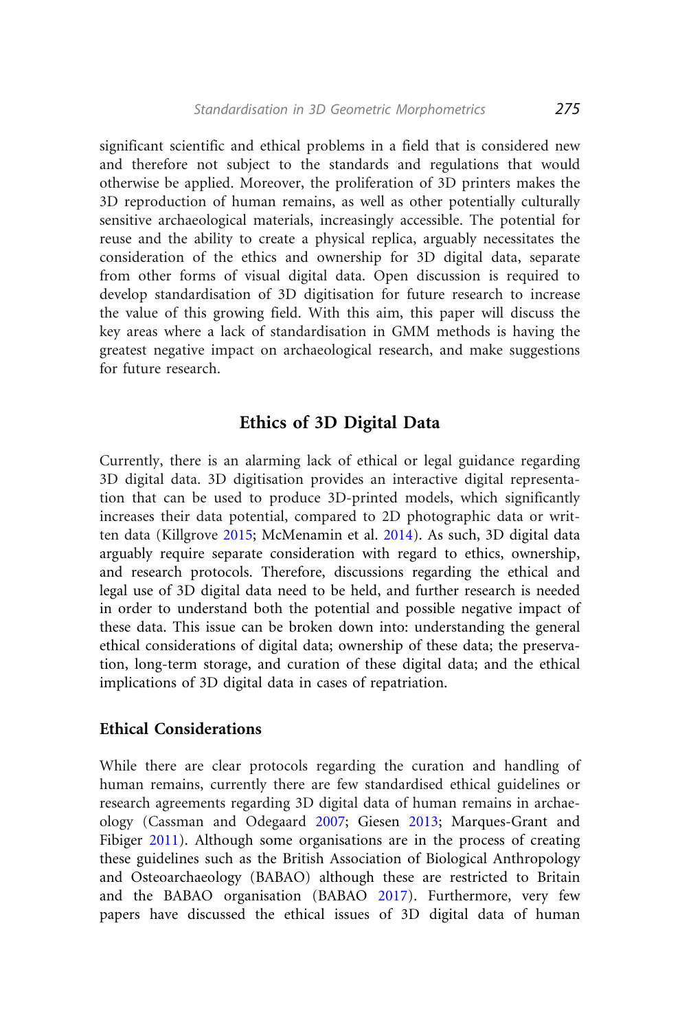significant scientific and ethical problems in a field that is considered new and therefore not subject to the standards and regulations that would otherwise be applied. Moreover, the proliferation of 3D printers makes the 3D reproduction of human remains, as well as other potentially culturally sensitive archaeological materials, increasingly accessible. The potential for reuse and the ability to create a physical replica, arguably necessitates the consideration of the ethics and ownership for 3D digital data, separate from other forms of visual digital data. Open discussion is required to develop standardisation of 3D digitisation for future research to increase the value of this growing field. With this aim, this paper will discuss the key areas where a lack of standardisation in GMM methods is having the greatest negative impact on archaeological research, and make suggestions for future research.

## Ethics of 3D Digital Data

Currently, there is an alarming lack of ethical or legal guidance regarding 3D digital data. 3D digitisation provides an interactive digital representation that can be used to produce 3D-printed models, which significantly increases their data potential, compared to 2D photographic data or written data (Killgrove 2015; McMenamin et al. 2014). As such, 3D digital data arguably require separate consideration with regard to ethics, ownership, and research protocols. Therefore, discussions regarding the ethical and legal use of 3D digital data need to be held, and further research is needed in order to understand both the potential and possible negative impact of these data. This issue can be broken down into: understanding the general ethical considerations of digital data; ownership of these data; the preservation, long-term storage, and curation of these digital data; and the ethical implications of 3D digital data in cases of repatriation.

### Ethical Considerations

While there are clear protocols regarding the curation and handling of human remains, currently there are few standardised ethical guidelines or research agreements regarding 3D digital data of human remains in archaeology (Cassman and Odegaard 2007; Giesen 2013; Marques-Grant and Fibiger 2011). Although some organisations are in the process of creating these guidelines such as the British Association of Biological Anthropology and Osteoarchaeology (BABAO) although these are restricted to Britain and the BABAO organisation (BABAO 2017). Furthermore, very few papers have discussed the ethical issues of 3D digital data of human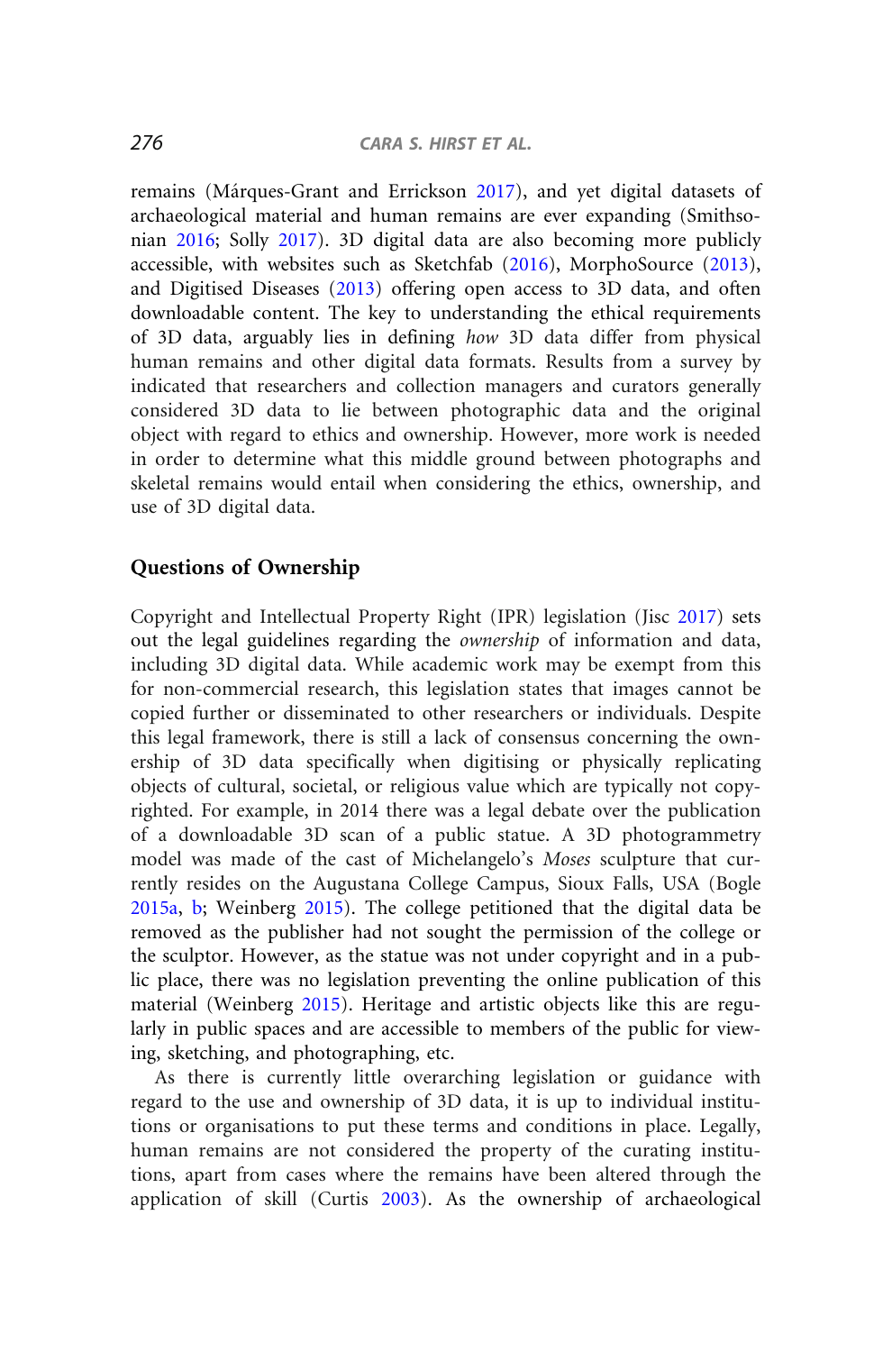remains (Márques-Grant and Errickson 2017), and yet digital datasets of archaeological material and human remains are ever expanding (Smithsonian 2016; Solly 2017). 3D digital data are also becoming more publicly accessible, with websites such as Sketchfab (2016), MorphoSource (2013), and Digitised Diseases (2013) offering open access to 3D data, and often downloadable content. The key to understanding the ethical requirements of 3D data, arguably lies in defining *how* 3D data differ from physical human remains and other digital data formats. Results from a survey by indicated that researchers and collection managers and curators generally considered 3D data to lie between photographic data and the original object with regard to ethics and ownership. However, more work is needed in order to determine what this middle ground between photographs and skeletal remains would entail when considering the ethics, ownership, and use of 3D digital data.

## Questions of Ownership

Copyright and Intellectual Property Right (IPR) legislation (Jisc 2017) sets out the legal guidelines regarding the *ownership* of information and data, including 3D digital data. While academic work may be exempt from this for non-commercial research, this legislation states that images cannot be copied further or disseminated to other researchers or individuals. Despite this legal framework, there is still a lack of consensus concerning the ownership of 3D data specifically when digitising or physically replicating objects of cultural, societal, or religious value which are typically not copyrighted. For example, in 2014 there was a legal debate over the publication of a downloadable 3D scan of a public statue. A 3D photogrammetry model was made of the cast of Michelangelo's *Moses* sculpture that currently resides on the Augustana College Campus, Sioux Falls, USA (Bogle 2015a, b; Weinberg 2015). The college petitioned that the digital data be removed as the publisher had not sought the permission of the college or the sculptor. However, as the statue was not under copyright and in a public place, there was no legislation preventing the online publication of this material (Weinberg 2015). Heritage and artistic objects like this are regularly in public spaces and are accessible to members of the public for viewing, sketching, and photographing, etc.

As there is currently little overarching legislation or guidance with regard to the use and ownership of 3D data, it is up to individual institutions or organisations to put these terms and conditions in place. Legally, human remains are not considered the property of the curating institutions, apart from cases where the remains have been altered through the application of skill (Curtis 2003). As the ownership of archaeological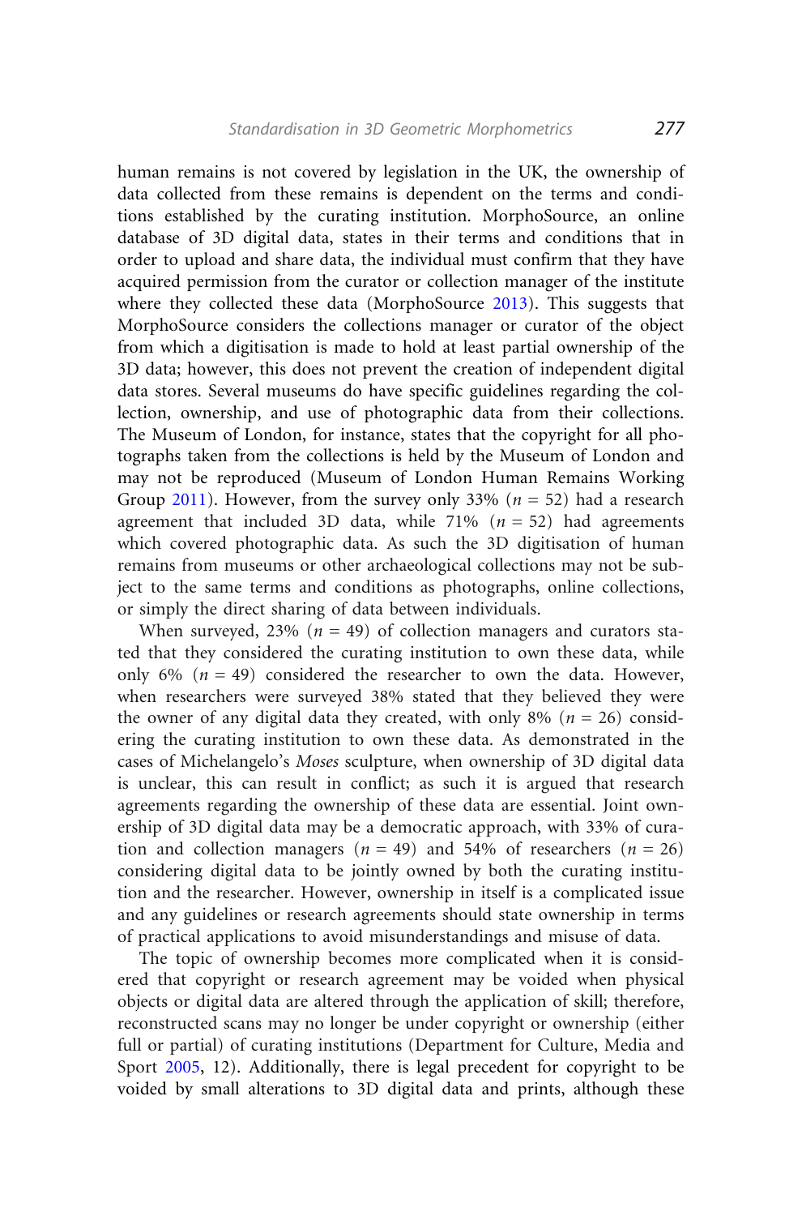human remains is not covered by legislation in the UK, the ownership of data collected from these remains is dependent on the terms and conditions established by the curating institution. MorphoSource, an online database of 3D digital data, states in their terms and conditions that in order to upload and share data, the individual must confirm that they have acquired permission from the curator or collection manager of the institute where they collected these data (MorphoSource 2013). This suggests that MorphoSource considers the collections manager or curator of the object from which a digitisation is made to hold at least partial ownership of the 3D data; however, this does not prevent the creation of independent digital data stores. Several museums do have specific guidelines regarding the collection, ownership, and use of photographic data from their collections. The Museum of London, for instance, states that the copyright for all photographs taken from the collections is held by the Museum of London and may not be reproduced (Museum of London Human Remains Working Group 2011). However, from the survey only 33% ($n$ = 52) had a research agreement that included 3D data, while 71% ($n$ = 52) had agreements which covered photographic data. As such the 3D digitisation of human remains from museums or other archaeological collections may not be subject to the same terms and conditions as photographs, online collections, or simply the direct sharing of data between individuals.

When surveyed, 23% ($n$ = 49) of collection managers and curators stated that they considered the curating institution to own these data, while only 6% ($n$ = 49) considered the researcher to own the data. However, when researchers were surveyed 38% stated that they believed they were the owner of any digital data they created, with only 8% ($n$ = 26) considering the curating institution to own these data. As demonstrated in the cases of Michelangelo's *Moses* sculpture, when ownership of 3D digital data is unclear, this can result in conflict; as such it is argued that research agreements regarding the ownership of these data are essential. Joint ownership of 3D digital data may be a democratic approach, with 33% of curation and collection managers ($n$ = 49) and 54% of researchers ($n$ = 26) considering digital data to be jointly owned by both the curating institution and the researcher. However, ownership in itself is a complicated issue and any guidelines or research agreements should state ownership in terms of practical applications to avoid misunderstandings and misuse of data.

The topic of ownership becomes more complicated when it is considered that copyright or research agreement may be voided when physical objects or digital data are altered through the application of skill; therefore, reconstructed scans may no longer be under copyright or ownership (either full or partial) of curating institutions (Department for Culture, Media and Sport 2005, 12). Additionally, there is legal precedent for copyright to be voided by small alterations to 3D digital data and prints, although these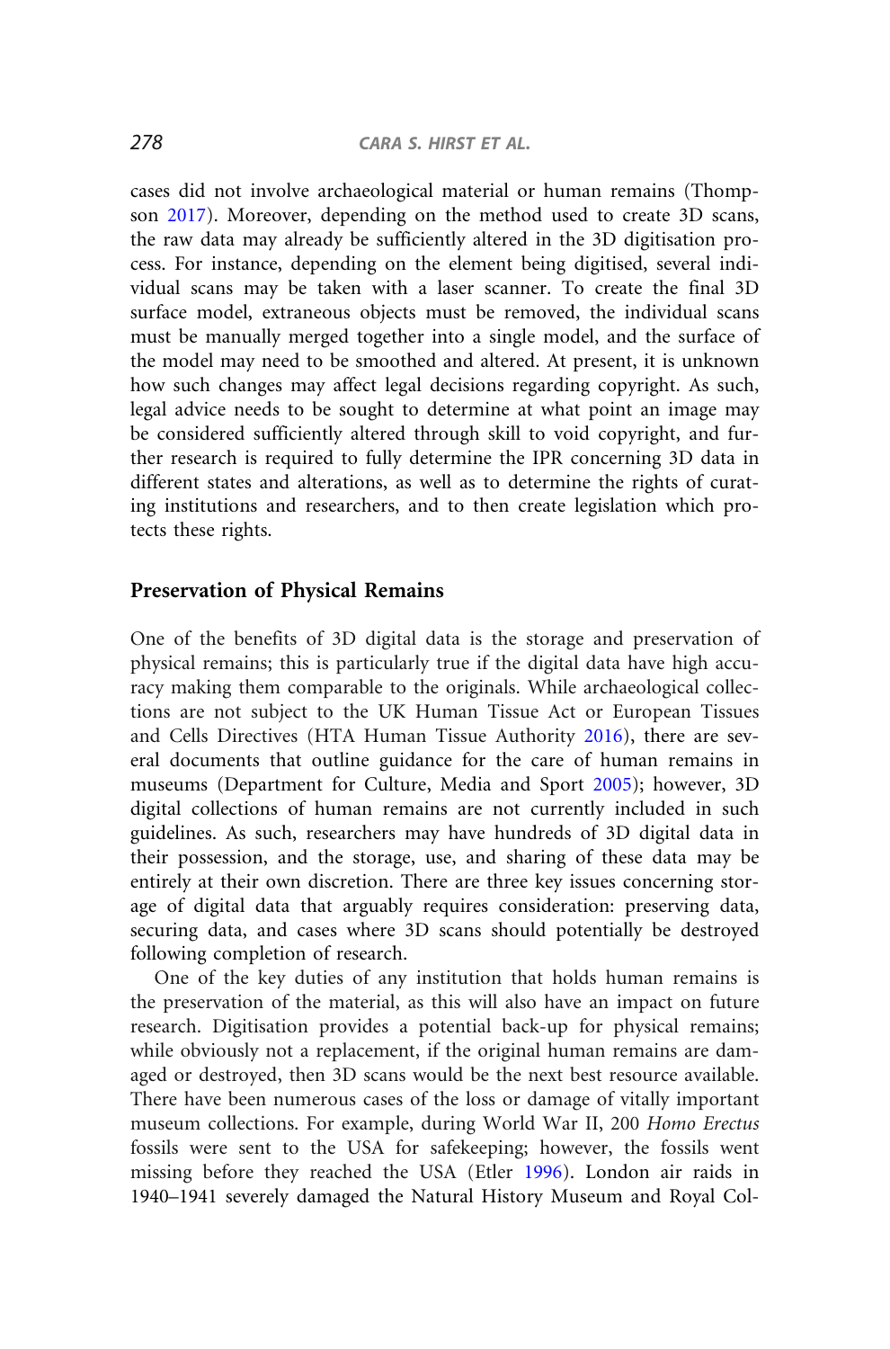cases did not involve archaeological material or human remains (Thompson 2017). Moreover, depending on the method used to create 3D scans, the raw data may already be sufficiently altered in the 3D digitisation process. For instance, depending on the element being digitised, several individual scans may be taken with a laser scanner. To create the final 3D surface model, extraneous objects must be removed, the individual scans must be manually merged together into a single model, and the surface of the model may need to be smoothed and altered. At present, it is unknown how such changes may affect legal decisions regarding copyright. As such, legal advice needs to be sought to determine at what point an image may be considered sufficiently altered through skill to void copyright, and further research is required to fully determine the IPR concerning 3D data in different states and alterations, as well as to determine the rights of curating institutions and researchers, and to then create legislation which protects these rights.

## Preservation of Physical Remains

One of the benefits of 3D digital data is the storage and preservation of physical remains; this is particularly true if the digital data have high accuracy making them comparable to the originals. While archaeological collections are not subject to the UK Human Tissue Act or European Tissues and Cells Directives (HTA Human Tissue Authority 2016), there are several documents that outline guidance for the care of human remains in museums (Department for Culture, Media and Sport 2005); however, 3D digital collections of human remains are not currently included in such guidelines. As such, researchers may have hundreds of 3D digital data in their possession, and the storage, use, and sharing of these data may be entirely at their own discretion. There are three key issues concerning storage of digital data that arguably requires consideration: preserving data, securing data, and cases where 3D scans should potentially be destroyed following completion of research.

One of the key duties of any institution that holds human remains is the preservation of the material, as this will also have an impact on future research. Digitisation provides a potential back-up for physical remains; while obviously not a replacement, if the original human remains are damaged or destroyed, then 3D scans would be the next best resource available. There have been numerous cases of the loss or damage of vitally important museum collections. For example, during World War II, 200 *Homo Erectus* fossils were sent to the USA for safekeeping; however, the fossils went missing before they reached the USA (Etler 1996). London air raids in 1940–1941 severely damaged the Natural History Museum and Royal Col-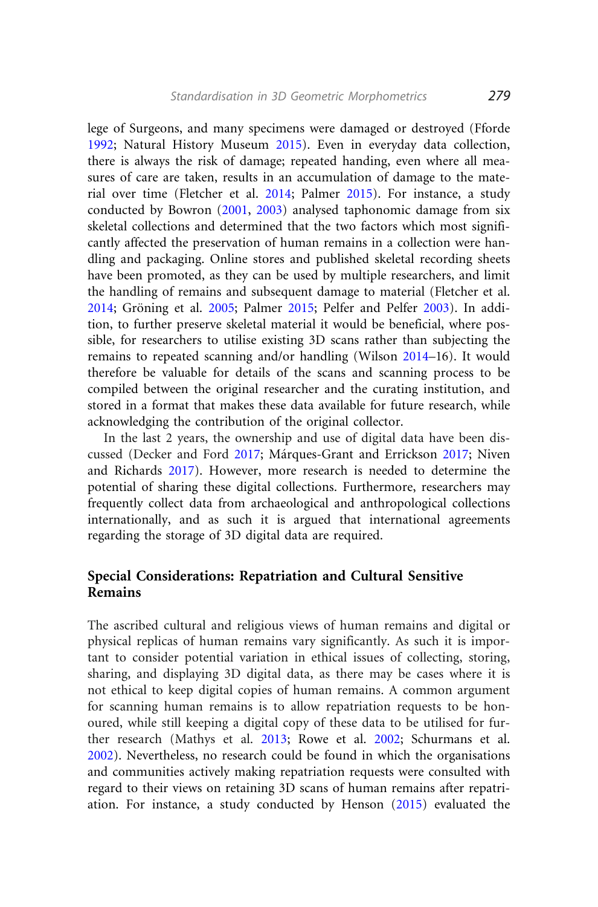lege of Surgeons, and many specimens were damaged or destroyed (Fforde 1992; Natural History Museum 2015). Even in everyday data collection, there is always the risk of damage; repeated handing, even where all measures of care are taken, results in an accumulation of damage to the material over time (Fletcher et al. 2014; Palmer 2015). For instance, a study conducted by Bowron (2001, 2003) analysed taphonomic damage from six skeletal collections and determined that the two factors which most significantly affected the preservation of human remains in a collection were handling and packaging. Online stores and published skeletal recording sheets have been promoted, as they can be used by multiple researchers, and limit the handling of remains and subsequent damage to material (Fletcher et al. 2014; Gröning et al. 2005; Palmer 2015; Pelfer and Pelfer 2003). In addition, to further preserve skeletal material it would be beneficial, where possible, for researchers to utilise existing 3D scans rather than subjecting the remains to repeated scanning and/or handling (Wilson 2014–16). It would therefore be valuable for details of the scans and scanning process to be compiled between the original researcher and the curating institution, and stored in a format that makes these data available for future research, while acknowledging the contribution of the original collector.

In the last 2 years, the ownership and use of digital data have been discussed (Decker and Ford 2017; Márques-Grant and Errickson 2017; Niven and Richards 2017). However, more research is needed to determine the potential of sharing these digital collections. Furthermore, researchers may frequently collect data from archaeological and anthropological collections internationally, and as such it is argued that international agreements regarding the storage of 3D digital data are required.

## Special Considerations: Repatriation and Cultural Sensitive Remains

The ascribed cultural and religious views of human remains and digital or physical replicas of human remains vary significantly. As such it is important to consider potential variation in ethical issues of collecting, storing, sharing, and displaying 3D digital data, as there may be cases where it is not ethical to keep digital copies of human remains. A common argument for scanning human remains is to allow repatriation requests to be honoured, while still keeping a digital copy of these data to be utilised for further research (Mathys et al. 2013; Rowe et al. 2002; Schurmans et al. 2002). Nevertheless, no research could be found in which the organisations and communities actively making repatriation requests were consulted with regard to their views on retaining 3D scans of human remains after repatriation. For instance, a study conducted by Henson (2015) evaluated the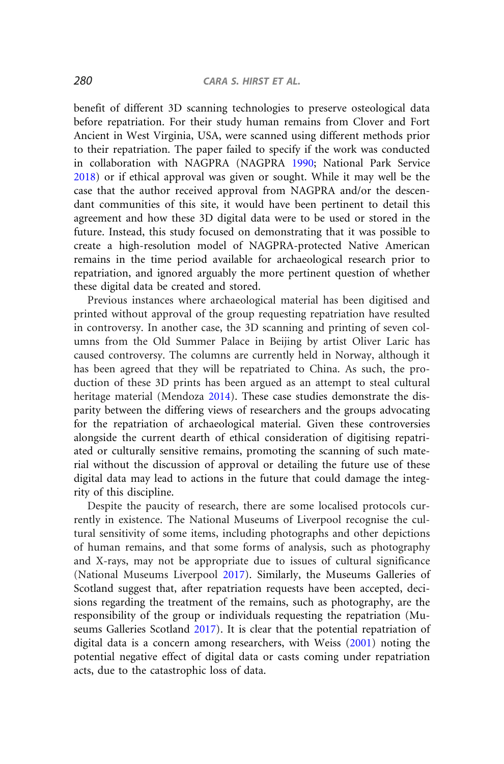benefit of different 3D scanning technologies to preserve osteological data before repatriation. For their study human remains from Clover and Fort Ancient in West Virginia, USA, were scanned using different methods prior to their repatriation. The paper failed to specify if the work was conducted in collaboration with NAGPRA (NAGPRA 1990; National Park Service 2018) or if ethical approval was given or sought. While it may well be the case that the author received approval from NAGPRA and/or the descendant communities of this site, it would have been pertinent to detail this agreement and how these 3D digital data were to be used or stored in the future. Instead, this study focused on demonstrating that it was possible to create a high-resolution model of NAGPRA-protected Native American remains in the time period available for archaeological research prior to repatriation, and ignored arguably the more pertinent question of whether these digital data be created and stored.

Previous instances where archaeological material has been digitised and printed without approval of the group requesting repatriation have resulted in controversy. In another case, the 3D scanning and printing of seven columns from the Old Summer Palace in Beijing by artist Oliver Laric has caused controversy. The columns are currently held in Norway, although it has been agreed that they will be repatriated to China. As such, the production of these 3D prints has been argued as an attempt to steal cultural heritage material (Mendoza 2014). These case studies demonstrate the disparity between the differing views of researchers and the groups advocating for the repatriation of archaeological material. Given these controversies alongside the current dearth of ethical consideration of digitising repatriated or culturally sensitive remains, promoting the scanning of such material without the discussion of approval or detailing the future use of these digital data may lead to actions in the future that could damage the integrity of this discipline.

Despite the paucity of research, there are some localised protocols currently in existence. The National Museums of Liverpool recognise the cultural sensitivity of some items, including photographs and other depictions of human remains, and that some forms of analysis, such as photography and X-rays, may not be appropriate due to issues of cultural significance (National Museums Liverpool 2017). Similarly, the Museums Galleries of Scotland suggest that, after repatriation requests have been accepted, decisions regarding the treatment of the remains, such as photography, are the responsibility of the group or individuals requesting the repatriation (Museums Galleries Scotland 2017). It is clear that the potential repatriation of digital data is a concern among researchers, with Weiss (2001) noting the potential negative effect of digital data or casts coming under repatriation acts, due to the catastrophic loss of data.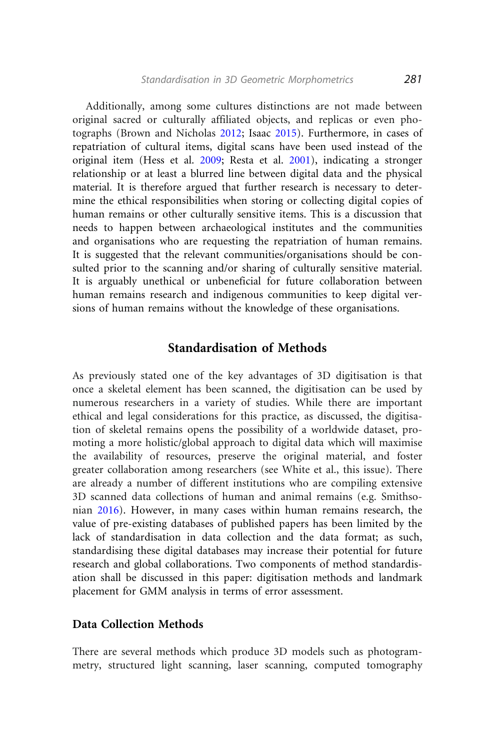Additionally, among some cultures distinctions are not made between original sacred or culturally affiliated objects, and replicas or even photographs (Brown and Nicholas 2012; Isaac 2015). Furthermore, in cases of repatriation of cultural items, digital scans have been used instead of the original item (Hess et al. 2009; Resta et al. 2001), indicating a stronger relationship or at least a blurred line between digital data and the physical material. It is therefore argued that further research is necessary to determine the ethical responsibilities when storing or collecting digital copies of human remains or other culturally sensitive items. This is a discussion that needs to happen between archaeological institutes and the communities and organisations who are requesting the repatriation of human remains. It is suggested that the relevant communities/organisations should be consulted prior to the scanning and/or sharing of culturally sensitive material. It is arguably unethical or unbeneficial for future collaboration between human remains research and indigenous communities to keep digital versions of human remains without the knowledge of these organisations.

## Standardisation of Methods

As previously stated one of the key advantages of 3D digitisation is that once a skeletal element has been scanned, the digitisation can be used by numerous researchers in a variety of studies. While there are important ethical and legal considerations for this practice, as discussed, the digitisation of skeletal remains opens the possibility of a worldwide dataset, promoting a more holistic/global approach to digital data which will maximise the availability of resources, preserve the original material, and foster greater collaboration among researchers (see White et al., this issue). There are already a number of different institutions who are compiling extensive 3D scanned data collections of human and animal remains (e.g. Smithsonian 2016). However, in many cases within human remains research, the value of pre-existing databases of published papers has been limited by the lack of standardisation in data collection and the data format; as such, standardising these digital databases may increase their potential for future research and global collaborations. Two components of method standardisation shall be discussed in this paper: digitisation methods and landmark placement for GMM analysis in terms of error assessment.

### Data Collection Methods

There are several methods which produce 3D models such as photogrammetry, structured light scanning, laser scanning, computed tomography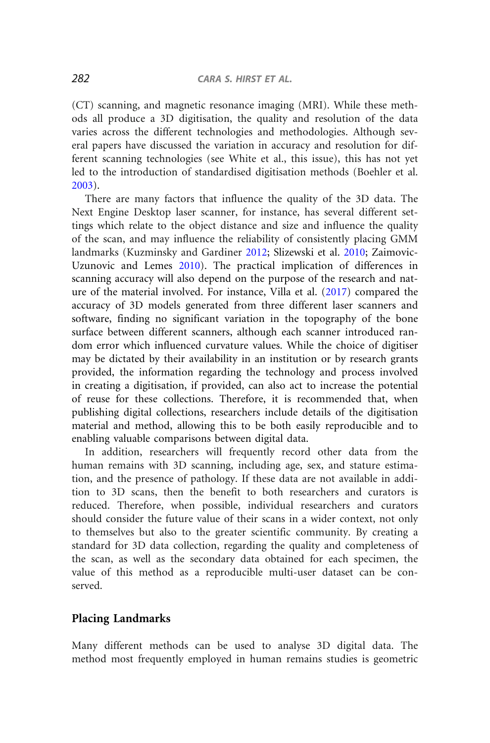(CT) scanning, and magnetic resonance imaging (MRI). While these methods all produce a 3D digitisation, the quality and resolution of the data varies across the different technologies and methodologies. Although several papers have discussed the variation in accuracy and resolution for different scanning technologies (see White et al., this issue), this has not yet led to the introduction of standardised digitisation methods (Boehler et al. 2003).

There are many factors that influence the quality of the 3D data. The Next Engine Desktop laser scanner, for instance, has several different settings which relate to the object distance and size and influence the quality of the scan, and may influence the reliability of consistently placing GMM landmarks (Kuzminsky and Gardiner 2012; Slizewski et al. 2010; Zaimovic-Uzunovic and Lemes 2010). The practical implication of differences in scanning accuracy will also depend on the purpose of the research and nature of the material involved. For instance, Villa et al. (2017) compared the accuracy of 3D models generated from three different laser scanners and software, finding no significant variation in the topography of the bone surface between different scanners, although each scanner introduced random error which influenced curvature values. While the choice of digitiser may be dictated by their availability in an institution or by research grants provided, the information regarding the technology and process involved in creating a digitisation, if provided, can also act to increase the potential of reuse for these collections. Therefore, it is recommended that, when publishing digital collections, researchers include details of the digitisation material and method, allowing this to be both easily reproducible and to enabling valuable comparisons between digital data.

In addition, researchers will frequently record other data from the human remains with 3D scanning, including age, sex, and stature estimation, and the presence of pathology. If these data are not available in addition to 3D scans, then the benefit to both researchers and curators is reduced. Therefore, when possible, individual researchers and curators should consider the future value of their scans in a wider context, not only to themselves but also to the greater scientific community. By creating a standard for 3D data collection, regarding the quality and completeness of the scan, as well as the secondary data obtained for each specimen, the value of this method as a reproducible multi-user dataset can be conserved.

## Placing Landmarks

Many different methods can be used to analyse 3D digital data. The method most frequently employed in human remains studies is geometric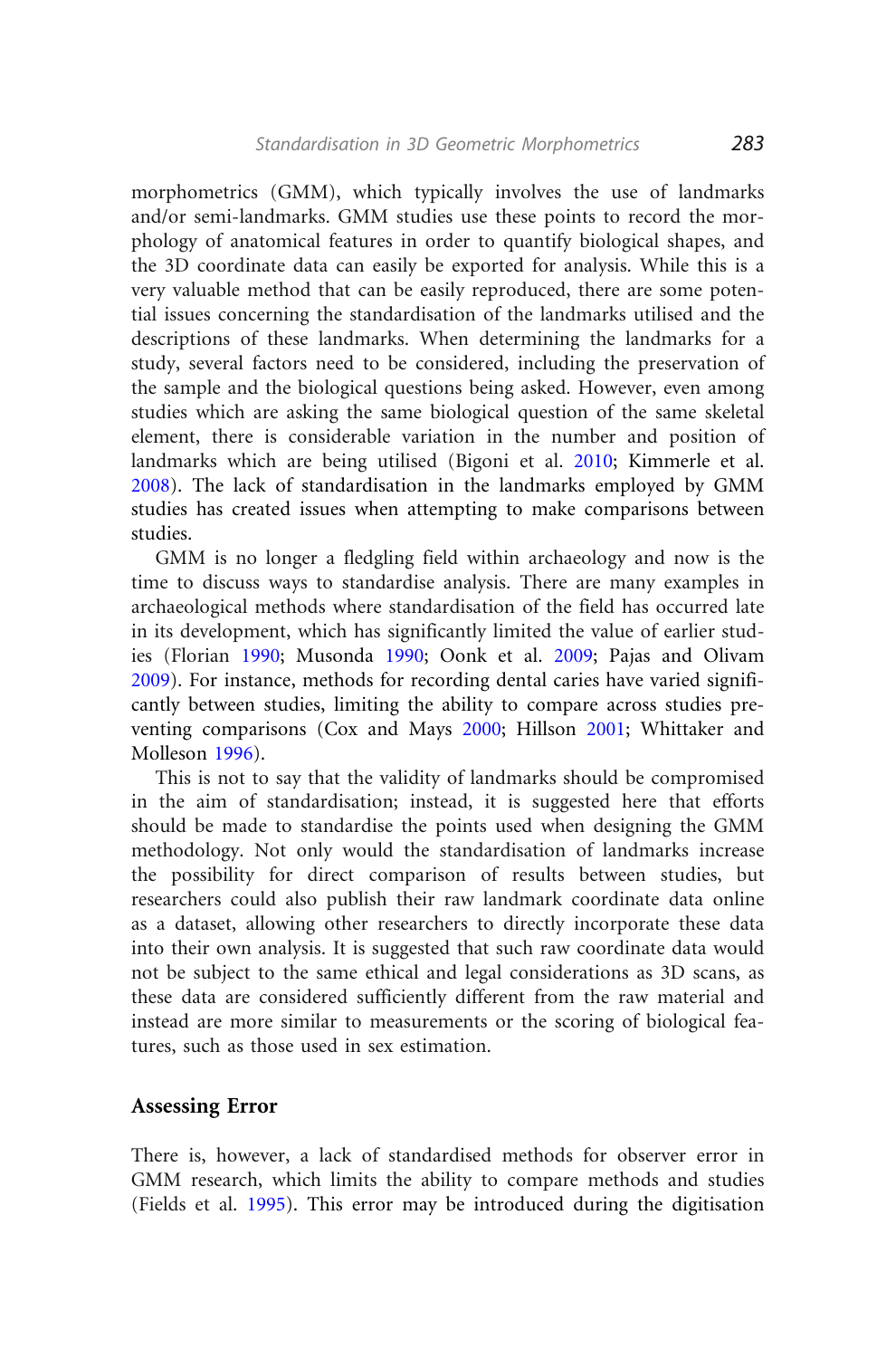morphometrics (GMM), which typically involves the use of landmarks and/or semi-landmarks. GMM studies use these points to record the morphology of anatomical features in order to quantify biological shapes, and the 3D coordinate data can easily be exported for analysis. While this is a very valuable method that can be easily reproduced, there are some potential issues concerning the standardisation of the landmarks utilised and the descriptions of these landmarks. When determining the landmarks for a study, several factors need to be considered, including the preservation of the sample and the biological questions being asked. However, even among studies which are asking the same biological question of the same skeletal element, there is considerable variation in the number and position of landmarks which are being utilised (Bigoni et al. 2010; Kimmerle et al. 2008). The lack of standardisation in the landmarks employed by GMM studies has created issues when attempting to make comparisons between studies.

GMM is no longer a fledgling field within archaeology and now is the time to discuss ways to standardise analysis. There are many examples in archaeological methods where standardisation of the field has occurred late in its development, which has significantly limited the value of earlier studies (Florian 1990; Musonda 1990; Oonk et al. 2009; Pajas and Olivam 2009). For instance, methods for recording dental caries have varied significantly between studies, limiting the ability to compare across studies preventing comparisons (Cox and Mays 2000; Hillson 2001; Whittaker and Molleson 1996).

This is not to say that the validity of landmarks should be compromised in the aim of standardisation; instead, it is suggested here that efforts should be made to standardise the points used when designing the GMM methodology. Not only would the standardisation of landmarks increase the possibility for direct comparison of results between studies, but researchers could also publish their raw landmark coordinate data online as a dataset, allowing other researchers to directly incorporate these data into their own analysis. It is suggested that such raw coordinate data would not be subject to the same ethical and legal considerations as 3D scans, as these data are considered sufficiently different from the raw material and instead are more similar to measurements or the scoring of biological features, such as those used in sex estimation.

## Assessing Error

There is, however, a lack of standardised methods for observer error in GMM research, which limits the ability to compare methods and studies (Fields et al. 1995). This error may be introduced during the digitisation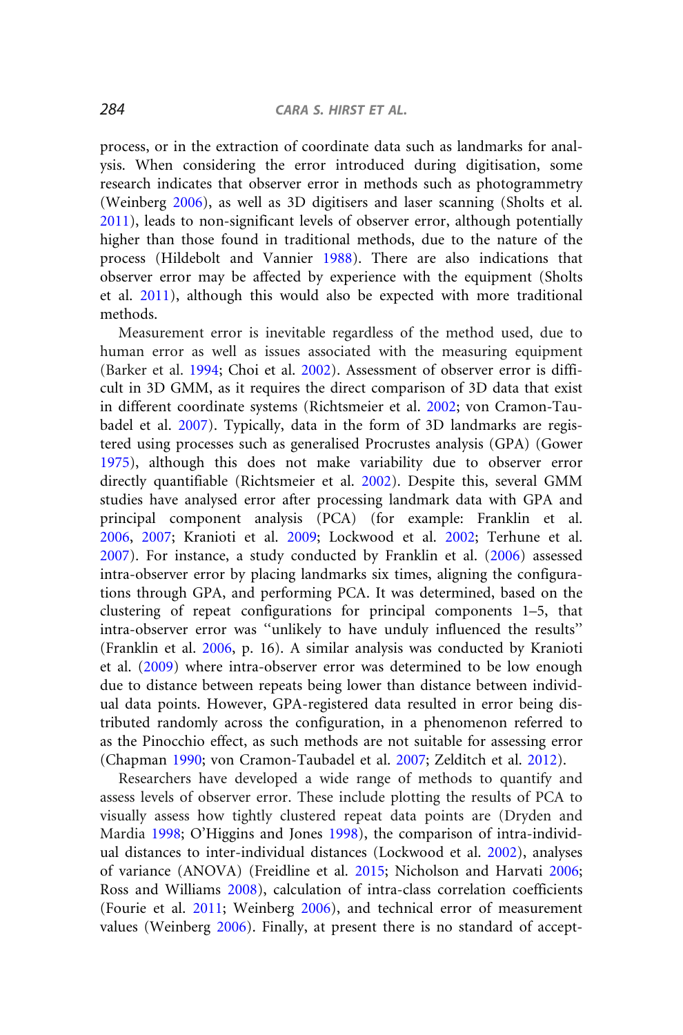process, or in the extraction of coordinate data such as landmarks for analysis. When considering the error introduced during digitisation, some research indicates that observer error in methods such as photogrammetry (Weinberg 2006), as well as 3D digitisers and laser scanning (Sholts et al. 2011), leads to non-significant levels of observer error, although potentially higher than those found in traditional methods, due to the nature of the process (Hildebolt and Vannier 1988). There are also indications that observer error may be affected by experience with the equipment (Sholts et al. 2011), although this would also be expected with more traditional methods.

Measurement error is inevitable regardless of the method used, due to human error as well as issues associated with the measuring equipment (Barker et al. 1994; Choi et al. 2002). Assessment of observer error is difficult in 3D GMM, as it requires the direct comparison of 3D data that exist in different coordinate systems (Richtsmeier et al. 2002; von Cramon-Taubadel et al. 2007). Typically, data in the form of 3D landmarks are registered using processes such as generalised Procrustes analysis (GPA) (Gower 1975), although this does not make variability due to observer error directly quantifiable (Richtsmeier et al. 2002). Despite this, several GMM studies have analysed error after processing landmark data with GPA and principal component analysis (PCA) (for example: Franklin et al. 2006, 2007; Kranioti et al. 2009; Lockwood et al. 2002; Terhune et al. 2007). For instance, a study conducted by Franklin et al. (2006) assessed intra-observer error by placing landmarks six times, aligning the configurations through GPA, and performing PCA. It was determined, based on the clustering of repeat configurations for principal components 1–5, that intra-observer error was "unlikely to have unduly influenced the results" (Franklin et al. 2006, p. 16). A similar analysis was conducted by Kranioti et al. (2009) where intra-observer error was determined to be low enough due to distance between repeats being lower than distance between individual data points. However, GPA-registered data resulted in error being distributed randomly across the configuration, in a phenomenon referred to as the Pinocchio effect, as such methods are not suitable for assessing error (Chapman 1990; von Cramon-Taubadel et al. 2007; Zelditch et al. 2012).

Researchers have developed a wide range of methods to quantify and assess levels of observer error. These include plotting the results of PCA to visually assess how tightly clustered repeat data points are (Dryden and Mardia 1998; O'Higgins and Jones 1998), the comparison of intra-individual distances to inter-individual distances (Lockwood et al. 2002), analyses of variance (ANOVA) (Freidline et al. 2015; Nicholson and Harvati 2006; Ross and Williams 2008), calculation of intra-class correlation coefficients (Fourie et al. 2011; Weinberg 2006), and technical error of measurement values (Weinberg 2006). Finally, at present there is no standard of accept-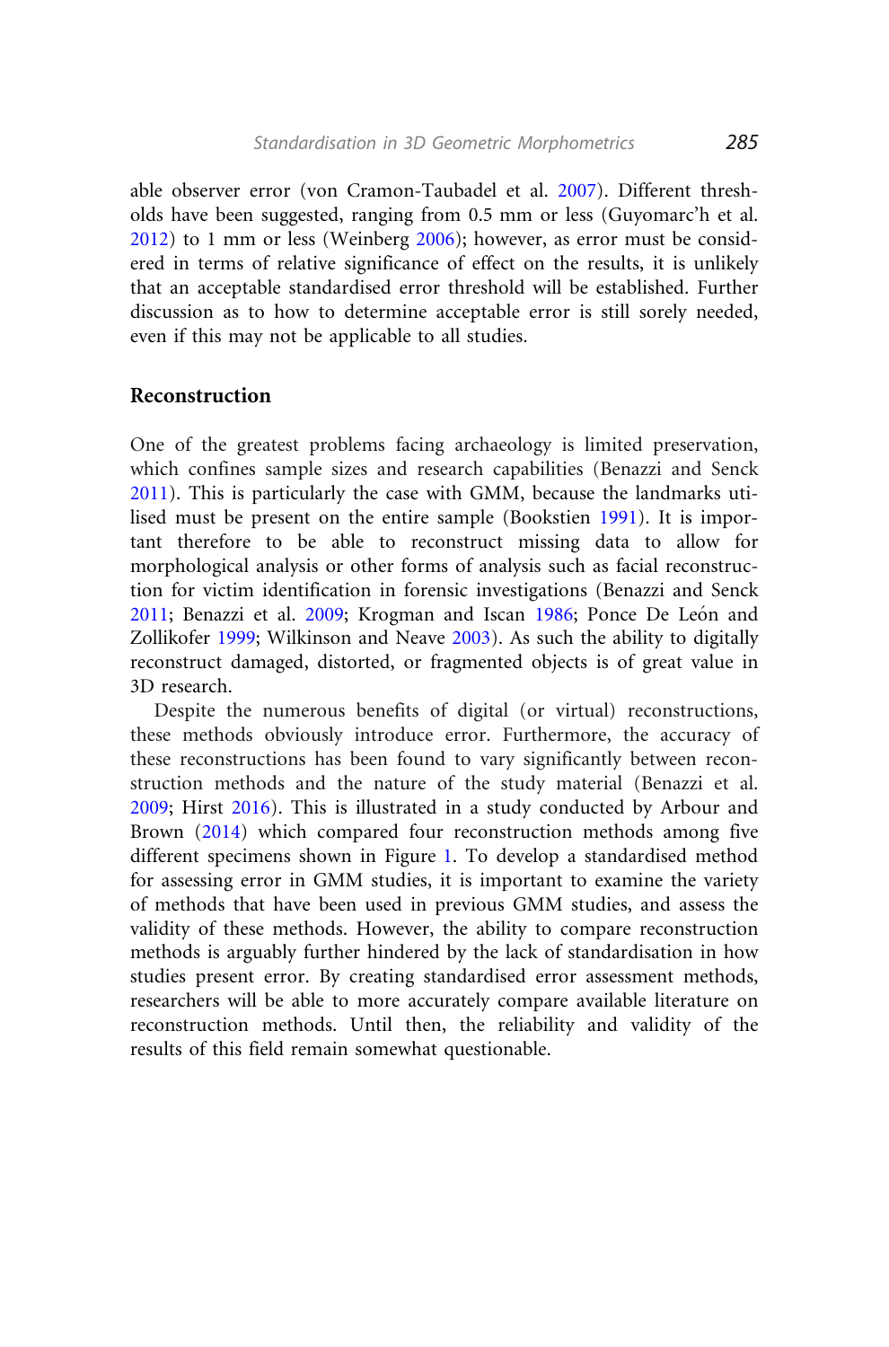able observer error (von Cramon-Taubadel et al. 2007). Different thresholds have been suggested, ranging from 0.5 mm or less (Guyomarc'h et al. 2012) to 1 mm or less (Weinberg 2006); however, as error must be considered in terms of relative significance of effect on the results, it is unlikely that an acceptable standardised error threshold will be established. Further discussion as to how to determine acceptable error is still sorely needed, even if this may not be applicable to all studies.

## Reconstruction

One of the greatest problems facing archaeology is limited preservation, which confines sample sizes and research capabilities (Benazzi and Senck 2011). This is particularly the case with GMM, because the landmarks utilised must be present on the entire sample (Bookstien 1991). It is important therefore to be able to reconstruct missing data to allow for morphological analysis or other forms of analysis such as facial reconstruction for victim identification in forensic investigations (Benazzi and Senck 2011; Benazzi et al. 2009; Krogman and Iscan 1986; Ponce De León and Zollikofer 1999; Wilkinson and Neave 2003). As such the ability to digitally reconstruct damaged, distorted, or fragmented objects is of great value in 3D research.

Despite the numerous benefits of digital (or virtual) reconstructions, these methods obviously introduce error. Furthermore, the accuracy of these reconstructions has been found to vary significantly between reconstruction methods and the nature of the study material (Benazzi et al. 2009; Hirst 2016). This is illustrated in a study conducted by Arbour and Brown (2014) which compared four reconstruction methods among five different specimens shown in Figure 1. To develop a standardised method for assessing error in GMM studies, it is important to examine the variety of methods that have been used in previous GMM studies, and assess the validity of these methods. However, the ability to compare reconstruction methods is arguably further hindered by the lack of standardisation in how studies present error. By creating standardised error assessment methods, researchers will be able to more accurately compare available literature on reconstruction methods. Until then, the reliability and validity of the results of this field remain somewhat questionable.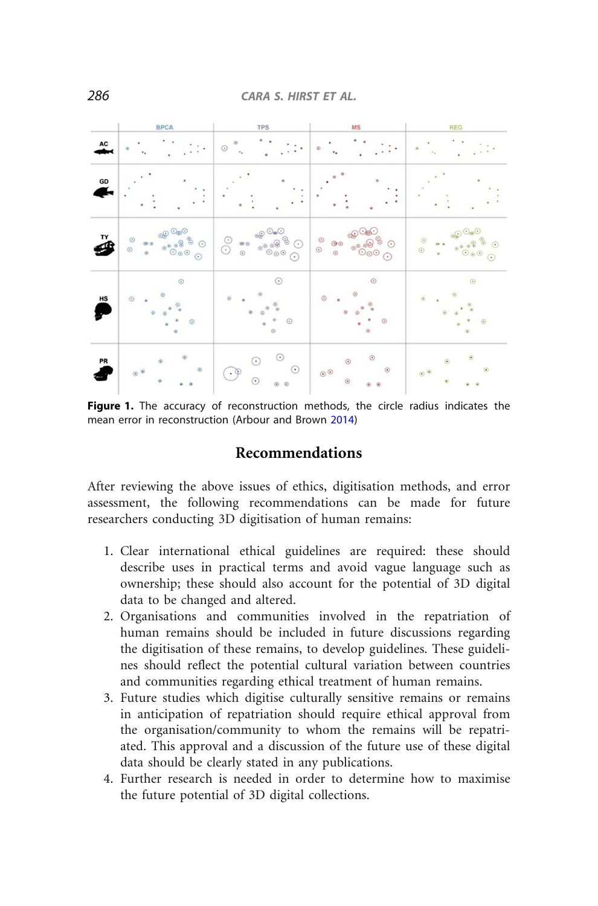Figure 1. The accuracy of reconstruction methods, the circle radius indicates the mean error in reconstruction (Arbour and Brown 2014)

## Recommendations

After reviewing the above issues of ethics, digitisation methods, and error assessment, the following recommendations can be made for future researchers conducting 3D digitisation of human remains:

1. Clear international ethical guidelines are required: these should describe uses in practical terms and avoid vague language such as ownership; these should also account for the potential of 3D digital data to be changed and altered.
2. Organisations and communities involved in the repatriation of human remains should be included in future discussions regarding the digitisation of these remains, to develop guidelines. These guidelines should reflect the potential cultural variation between countries and communities regarding ethical treatment of human remains.
3. Future studies which digitise culturally sensitive remains or remains in anticipation of repatriation should require ethical approval from the organisation/community to whom the remains will be repatriated. This approval and a discussion of the future use of these digital data should be clearly stated in any publications.
4. Further research is needed in order to determine how to maximise the future potential of 3D digital collections.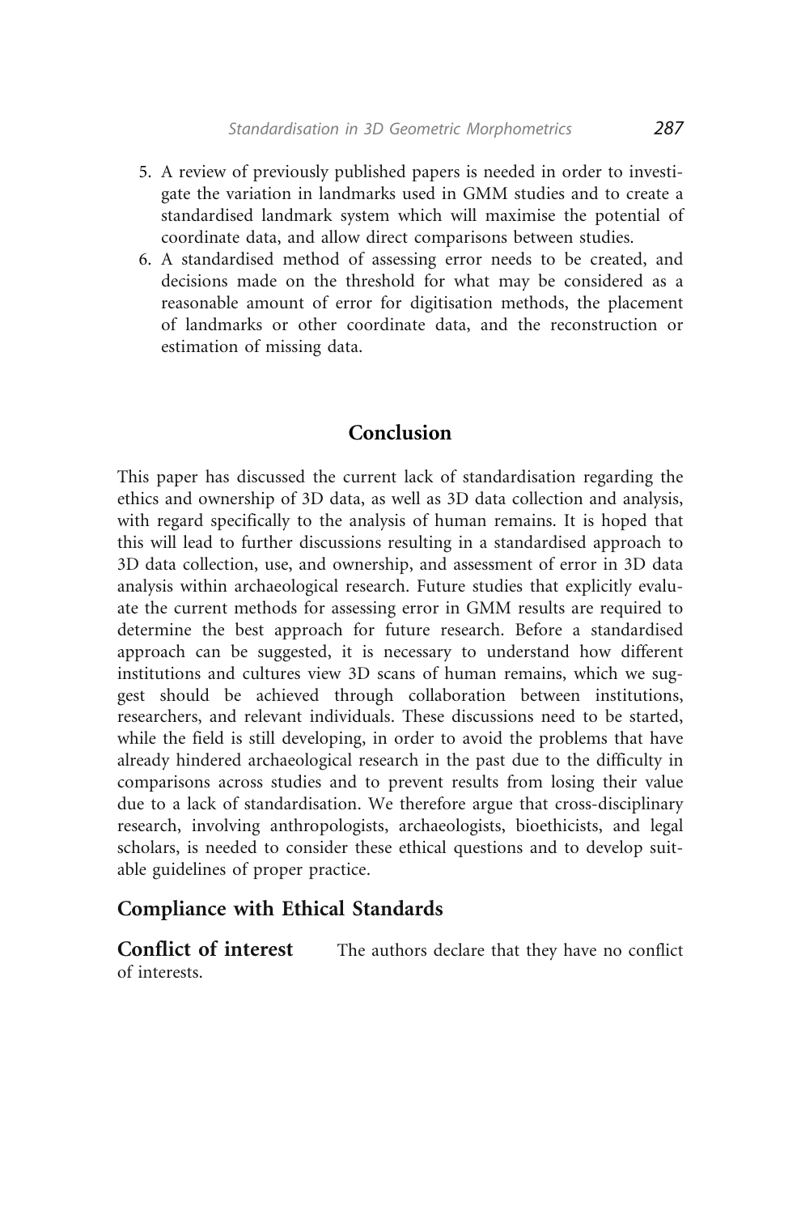5. A review of previously published papers is needed in order to investigate the variation in landmarks used in GMM studies and to create a standardised landmark system which will maximise the potential of coordinate data, and allow direct comparisons between studies.
6. A standardised method of assessing error needs to be created, and decisions made on the threshold for what may be considered as a reasonable amount of error for digitisation methods, the placement of landmarks or other coordinate data, and the reconstruction or estimation of missing data.

## Conclusion

This paper has discussed the current lack of standardisation regarding the ethics and ownership of 3D data, as well as 3D data collection and analysis, with regard specifically to the analysis of human remains. It is hoped that this will lead to further discussions resulting in a standardised approach to 3D data collection, use, and ownership, and assessment of error in 3D data analysis within archaeological research. Future studies that explicitly evaluate the current methods for assessing error in GMM results are required to determine the best approach for future research. Before a standardised approach can be suggested, it is necessary to understand how different institutions and cultures view 3D scans of human remains, which we suggest should be achieved through collaboration between institutions, researchers, and relevant individuals. These discussions need to be started, while the field is still developing, in order to avoid the problems that have already hindered archaeological research in the past due to the difficulty in comparisons across studies and to prevent results from losing their value due to a lack of standardisation. We therefore argue that cross-disciplinary research, involving anthropologists, archaeologists, bioethicists, and legal scholars, is needed to consider these ethical questions and to develop suitable guidelines of proper practice.

## Compliance with Ethical Standards

**Conflict of interest** The authors declare that they have no conflict of interests.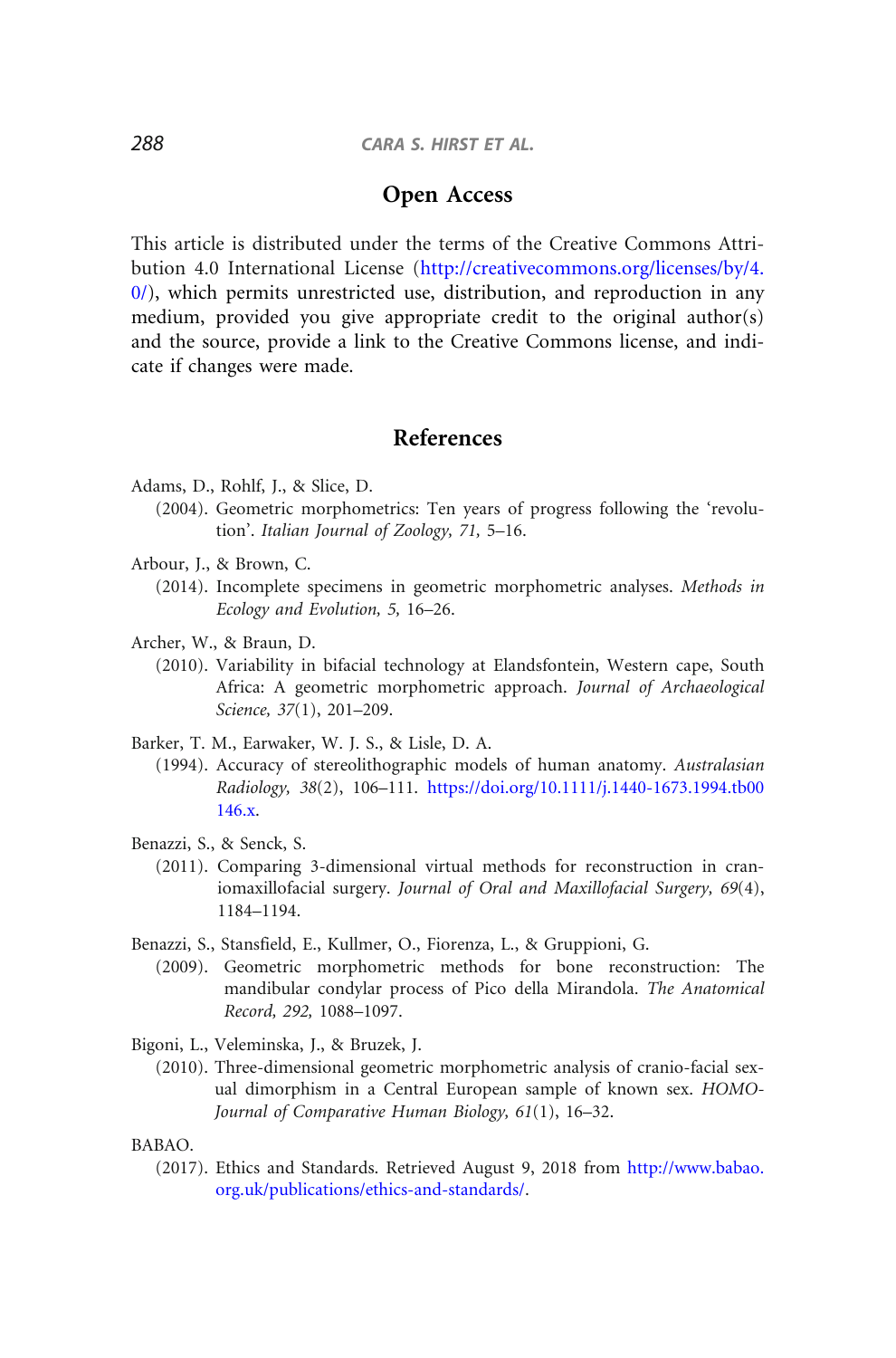## Open Access

This article is distributed under the terms of the Creative Commons Attribution 4.0 International License (http://creativecommons.org/licenses/by/4.0/), which permits unrestricted use, distribution, and reproduction in any medium, provided you give appropriate credit to the original author(s) and the source, provide a link to the Creative Commons license, and indicate if changes were made.

## References

Adams, D., Rohlf, J., & Slice, D.
(2004). Geometric morphometrics: Ten years of progress following the 'revolution'. *Italian Journal of Zoology, 71,* 5–16.

Arbour, J., & Brown, C.
(2014). Incomplete specimens in geometric morphometric analyses. *Methods in Ecology and Evolution, 5,* 16–26.

Archer, W., & Braun, D.
(2010). Variability in bifacial technology at Elandsfontein, Western cape, South Africa: A geometric morphometric approach. *Journal of Archaeological Science, 37*(1), 201–209.

Barker, T. M., Earwaker, W. J. S., & Lisle, D. A.
(1994). Accuracy of stereolithographic models of human anatomy. *Australasian Radiology, 38*(2), 106–111. https://doi.org/10.1111/j.1440-1673.1994.tb00146.x.

Benazzi, S., & Senck, S.
(2011). Comparing 3-dimensional virtual methods for reconstruction in craniomaxillofacial surgery. *Journal of Oral and Maxillofacial Surgery, 69*(4), 1184–1194.

Benazzi, S., Stansfield, E., Kullmer, O., Fiorenza, L., & Gruppioni, G.
(2009). Geometric morphometric methods for bone reconstruction: The mandibular condylar process of Pico della Mirandola. *The Anatomical Record, 292,* 1088–1097.

Bigoni, L., Veleminska, J., & Bruzek, J.
(2010). Three-dimensional geometric morphometric analysis of cranio-facial sexual dimorphism in a Central European sample of known sex. *HOMO-Journal of Comparative Human Biology, 61*(1), 16–32.

BABAO.
(2017). Ethics and Standards. Retrieved August 9, 2018 from http://www.babao.org.uk/publications/ethics-and-standards/.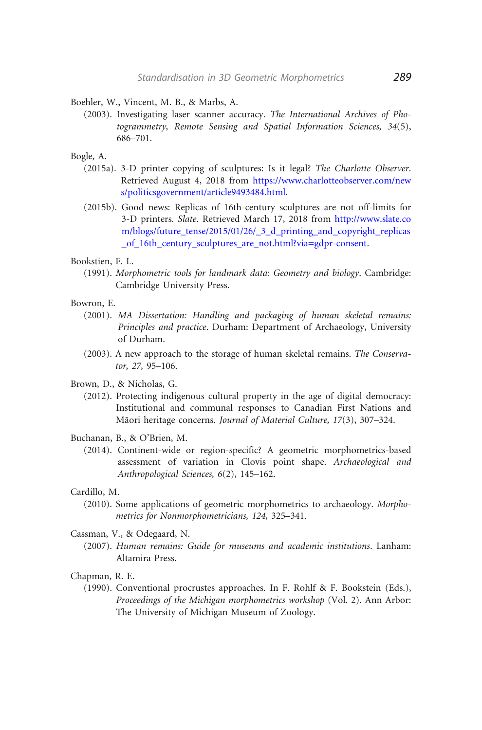Boehler, W., Vincent, M. B., & Marbs, A.

(2003). Investigating laser scanner accuracy. *The International Archives of Photogrammetry, Remote Sensing and Spatial Information Sciences, 34*(5), 686–701.

Bogle, A.

(2015a). 3-D printer copying of sculptures: Is it legal? *The Charlotte Observer*. Retrieved August 4, 2018 from https://www.charlotteobserver.com/news/politicsgovernment/article9493484.html.

(2015b). Good news: Replicas of 16th-century sculptures are not off-limits for 3-D printers. *Slate*. Retrieved March 17, 2018 from http://www.slate.com/blogs/future_tense/2015/01/26/_3_d_printing_and_copyright_replicas_of_16th_century_sculptures_are_not.html?via=gdpr-consent.

Bookstien, F. L.

(1991). *Morphometric tools for landmark data: Geometry and biology*. Cambridge: Cambridge University Press.

Bowron, E.

(2001). *MA Dissertation: Handling and packaging of human skeletal remains: Principles and practice*. Durham: Department of Archaeology, University of Durham.

(2003). A new approach to the storage of human skeletal remains. *The Conservator, 27,* 95–106.

Brown, D., & Nicholas, G.

(2012). Protecting indigenous cultural property in the age of digital democracy: Institutional and communal responses to Canadian First Nations and Māori heritage concerns. *Journal of Material Culture, 17*(3), 307–324.

Buchanan, B., & O'Brien, M.

(2014). Continent-wide or region-specific? A geometric morphometrics-based assessment of variation in Clovis point shape. *Archaeological and Anthropological Sciences, 6*(2), 145–162.

Cardillo, M.

(2010). Some applications of geometric morphometrics to archaeology. *Morphometrics for Nonmorphometricians, 124,* 325–341.

Cassman, V., & Odegaard, N.

(2007). *Human remains: Guide for museums and academic institutions*. Lanham: Altamira Press.

Chapman, R. E.

(1990). Conventional procrustes approaches. In F. Rohlf & F. Bookstein (Eds.), *Proceedings of the Michigan morphometrics workshop* (Vol. 2). Ann Arbor: The University of Michigan Museum of Zoology.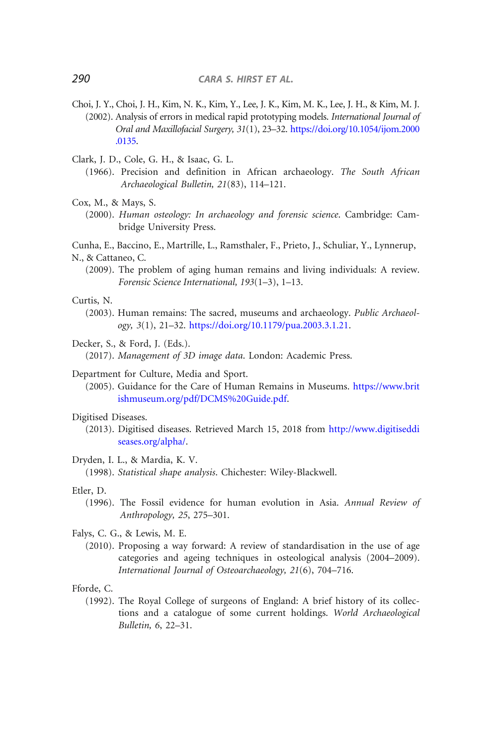Choi, J. Y., Choi, J. H., Kim, N. K., Kim, Y., Lee, J. K., Kim, M. K., Lee, J. H., & Kim, M. J.
(2002). Analysis of errors in medical rapid prototyping models. *International Journal of Oral and Maxillofacial Surgery, 31*(1), 23–32. https://doi.org/10.1054/ijom.2000.0135.

Clark, J. D., Cole, G. H., & Isaac, G. L.
(1966). Precision and definition in African archaeology. *The South African Archaeological Bulletin, 21*(83), 114–121.

Cox, M., & Mays, S.
(2000). *Human osteology: In archaeology and forensic science*. Cambridge: Cambridge University Press.

Cunha, E., Baccino, E., Martrille, L., Ramsthaler, F., Prieto, J., Schuliar, Y., Lynnerup, N., & Cattaneo, C.
(2009). The problem of aging human remains and living individuals: A review. *Forensic Science International, 193*(1–3), 1–13.

Curtis, N.
(2003). Human remains: The sacred, museums and archaeology. *Public Archaeology, 3*(1), 21–32. https://doi.org/10.1179/pua.2003.3.1.21.

Decker, S., & Ford, J. (Eds.).
(2017). *Management of 3D image data*. London: Academic Press.

Department for Culture, Media and Sport.
(2005). Guidance for the Care of Human Remains in Museums. https://www.britishmuseum.org/pdf/DCMS%20Guide.pdf.

Digitised Diseases.
(2013). Digitised diseases. Retrieved March 15, 2018 from http://www.digitiseddiseases.org/alpha/.

Dryden, I. L., & Mardia, K. V.
(1998). *Statistical shape analysis*. Chichester: Wiley-Blackwell.

Etler, D.
(1996). The Fossil evidence for human evolution in Asia. *Annual Review of Anthropology, 25*, 275–301.

Falys, C. G., & Lewis, M. E.
(2010). Proposing a way forward: A review of standardisation in the use of age categories and ageing techniques in osteological analysis (2004–2009). *International Journal of Osteoarchaeology, 21*(6), 704–716.

Fforde, C.
(1992). The Royal College of surgeons of England: A brief history of its collections and a catalogue of some current holdings. *World Archaeological Bulletin, 6*, 22–31.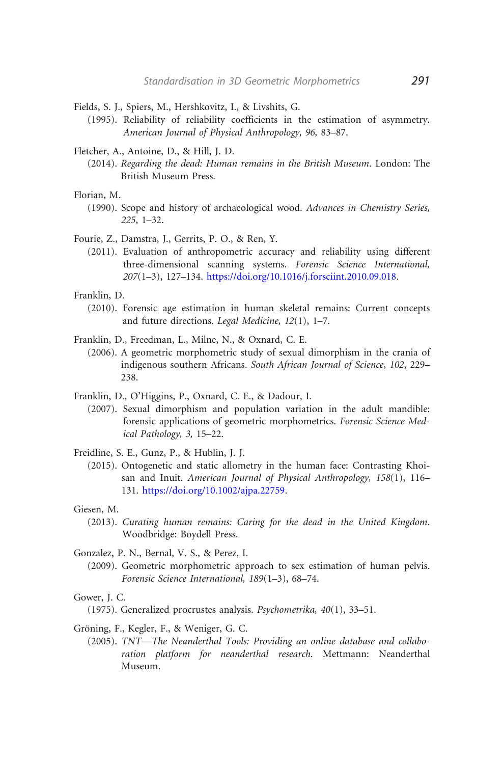Fields, S. J., Spiers, M., Hershkovitz, I., & Livshits, G.
(1995). Reliability of reliability coefficients in the estimation of asymmetry. *American Journal of Physical Anthropology, 96*, 83–87.

Fletcher, A., Antoine, D., & Hill, J. D.
(2014). *Regarding the dead: Human remains in the British Museum*. London: The British Museum Press.

Florian, M.
(1990). Scope and history of archaeological wood. *Advances in Chemistry Series, 225*, 1–32.

Fourie, Z., Damstra, J., Gerrits, P. O., & Ren, Y.
(2011). Evaluation of anthropometric accuracy and reliability using different three-dimensional scanning systems. *Forensic Science International, 207*(1–3), 127–134. https://doi.org/10.1016/j.forsciint.2010.09.018.

Franklin, D.
(2010). Forensic age estimation in human skeletal remains: Current concepts and future directions. *Legal Medicine, 12*(1), 1–7.

Franklin, D., Freedman, L., Milne, N., & Oxnard, C. E.
(2006). A geometric morphometric study of sexual dimorphism in the crania of indigenous southern Africans. *South African Journal of Science*, *102*, 229–238.

Franklin, D., O'Higgins, P., Oxnard, C. E., & Dadour, I.
(2007). Sexual dimorphism and population variation in the adult mandible: forensic applications of geometric morphometrics. *Forensic Science Medical Pathology, 3,* 15–22.

Freidline, S. E., Gunz, P., & Hublin, J. J.
(2015). Ontogenetic and static allometry in the human face: Contrasting Khoisan and Inuit. *American Journal of Physical Anthropology, 158*(1), 116–131. https://doi.org/10.1002/ajpa.22759.

Giesen, M.
(2013). *Curating human remains: Caring for the dead in the United Kingdom*. Woodbridge: Boydell Press.

Gonzalez, P. N., Bernal, V. S., & Perez, I.
(2009). Geometric morphometric approach to sex estimation of human pelvis. *Forensic Science International, 189*(1–3), 68–74.

Gower, J. C.
(1975). Generalized procrustes analysis. *Psychometrika, 40*(1), 33–51.

Gröning, F., Kegler, F., & Weniger, G. C.
(2005). *TNT—The Neanderthal Tools: Providing an online database and collaboration platform for neanderthal research.* Mettmann: Neanderthal Museum.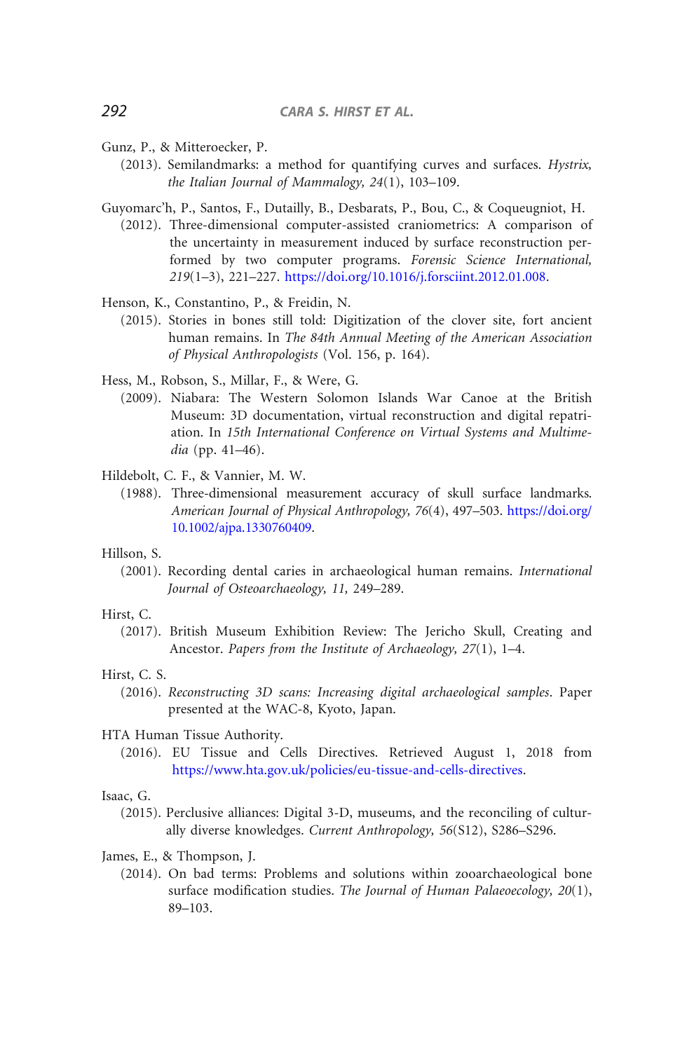Gunz, P., & Mitteroecker, P.

(2013). Semilandmarks: a method for quantifying curves and surfaces. *Hystrix, the Italian Journal of Mammalogy, 24*(1), 103–109.

Guyomarc'h, P., Santos, F., Dutailly, B., Desbarats, P., Bou, C., & Coqueugniot, H.

(2012). Three-dimensional computer-assisted craniometrics: A comparison of the uncertainty in measurement induced by surface reconstruction performed by two computer programs. *Forensic Science International, 219*(1–3), 221–227. https://doi.org/10.1016/j.forsciint.2012.01.008.

Henson, K., Constantino, P., & Freidin, N.

(2015). Stories in bones still told: Digitization of the clover site, fort ancient human remains. In *The 84th Annual Meeting of the American Association of Physical Anthropologists* (Vol. 156, p. 164).

Hess, M., Robson, S., Millar, F., & Were, G.

(2009). Niabara: The Western Solomon Islands War Canoe at the British Museum: 3D documentation, virtual reconstruction and digital repatriation. In *15th International Conference on Virtual Systems and Multimedia* (pp. 41–46).

Hildebolt, C. F., & Vannier, M. W.

(1988). Three-dimensional measurement accuracy of skull surface landmarks. *American Journal of Physical Anthropology, 76*(4), 497–503. https://doi.org/10.1002/ajpa.1330760409.

Hillson, S.

(2001). Recording dental caries in archaeological human remains. *International Journal of Osteoarchaeology, 11,* 249–289.

Hirst, C.

(2017). British Museum Exhibition Review: The Jericho Skull, Creating and Ancestor. *Papers from the Institute of Archaeology, 27*(1), 1–4.

Hirst, C. S.

(2016). *Reconstructing 3D scans: Increasing digital archaeological samples*. Paper presented at the WAC-8, Kyoto, Japan.

HTA Human Tissue Authority.

(2016). EU Tissue and Cells Directives. Retrieved August 1, 2018 from https://www.hta.gov.uk/policies/eu-tissue-and-cells-directives.

Isaac, G.

(2015). Perclusive alliances: Digital 3-D, museums, and the reconciling of culturally diverse knowledges. *Current Anthropology, 56*(S12), S286–S296.

James, E., & Thompson, J.

(2014). On bad terms: Problems and solutions within zooarchaeological bone surface modification studies. *The Journal of Human Palaeoecology, 20*(1), 89–103.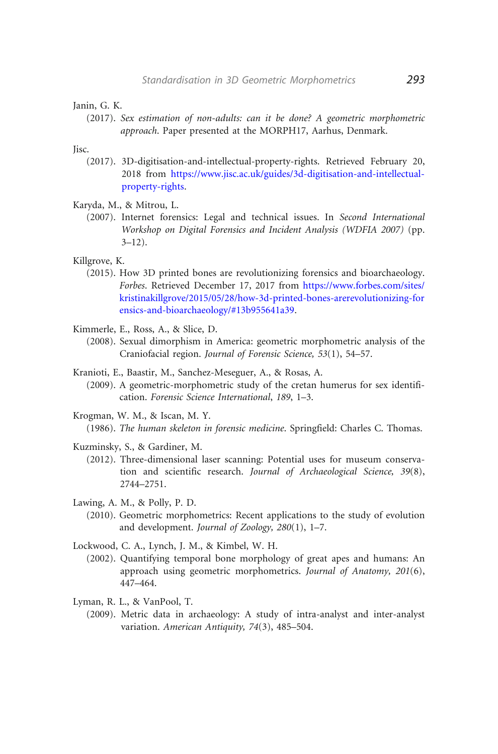Janin, G. K.

(2017). *Sex estimation of non-adults: can it be done? A geometric morphometric approach*. Paper presented at the MORPH17, Aarhus, Denmark.

Jisc.

(2017). 3D-digitisation-and-intellectual-property-rights. Retrieved February 20, 2018 from https://www.jisc.ac.uk/guides/3d-digitisation-and-intellectual-property-rights.

Karyda, M., & Mitrou, L.

(2007). Internet forensics: Legal and technical issues. In *Second International Workshop on Digital Forensics and Incident Analysis (WDFIA 2007)* (pp. 3–12).

Killgrove, K.

(2015). How 3D printed bones are revolutionizing forensics and bioarchaeology. *Forbes*. Retrieved December 17, 2017 from https://www.forbes.com/sites/kristinakillgrove/2015/05/28/how-3d-printed-bones-arerevolutionizing-forensics-and-bioarchaeology/#13b955641a39.

Kimmerle, E., Ross, A., & Slice, D.

(2008). Sexual dimorphism in America: geometric morphometric analysis of the Craniofacial region. *Journal of Forensic Science, 53*(1), 54–57.

Kranioti, E., Baastir, M., Sanchez-Meseguer, A., & Rosas, A.

(2009). A geometric-morphometric study of the cretan humerus for sex identification. *Forensic Science International*, *189*, 1–3.

Krogman, W. M., & Iscan, M. Y.

(1986). *The human skeleton in forensic medicine*. Springfield: Charles C. Thomas.

Kuzminsky, S., & Gardiner, M.

(2012). Three-dimensional laser scanning: Potential uses for museum conservation and scientific research. *Journal of Archaeological Science, 39*(8), 2744–2751.

Lawing, A. M., & Polly, P. D.

(2010). Geometric morphometrics: Recent applications to the study of evolution and development. *Journal of Zoology, 280*(1), 1–7.

Lockwood, C. A., Lynch, J. M., & Kimbel, W. H.

(2002). Quantifying temporal bone morphology of great apes and humans: An approach using geometric morphometrics. *Journal of Anatomy, 201*(6), 447–464.

Lyman, R. L., & VanPool, T.

(2009). Metric data in archaeology: A study of intra-analyst and inter-analyst variation. *American Antiquity, 74*(3), 485–504.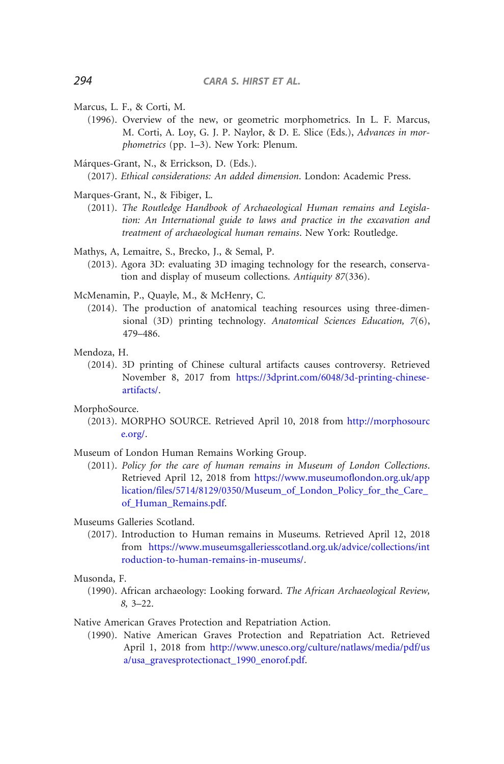Marcus, L. F., & Corti, M.

(1996). Overview of the new, or geometric morphometrics. In L. F. Marcus, M. Corti, A. Loy, G. J. P. Naylor, & D. E. Slice (Eds.), *Advances in morphometrics* (pp. 1–3). New York: Plenum.

Márques-Grant, N., & Errickson, D. (Eds.).

(2017). *Ethical considerations: An added dimension*. London: Academic Press.

Marques-Grant, N., & Fibiger, L.

(2011). *The Routledge Handbook of Archaeological Human remains and Legislation: An International guide to laws and practice in the excavation and treatment of archaeological human remains*. New York: Routledge.

Mathys, A, Lemaitre, S., Brecko, J., & Semal, P.

(2013). Agora 3D: evaluating 3D imaging technology for the research, conservation and display of museum collections. *Antiquity 87*(336).

McMenamin, P., Quayle, M., & McHenry, C.

(2014). The production of anatomical teaching resources using three-dimensional (3D) printing technology. *Anatomical Sciences Education, 7*(6), 479–486.

Mendoza, H.

(2014). 3D printing of Chinese cultural artifacts causes controversy. Retrieved November 8, 2017 from https://3dprint.com/6048/3d-printing-chinese-artifacts/.

MorphoSource.

(2013). MORPHO SOURCE. Retrieved April 10, 2018 from http://morphosource.org/.

Museum of London Human Remains Working Group.

(2011). *Policy for the care of human remains in Museum of London Collections*. Retrieved April 12, 2018 from https://www.museumoflondon.org.uk/application/files/5714/8129/0350/Museum_of_London_Policy_for_the_Care_of_Human_Remains.pdf.

Museums Galleries Scotland.

(2017). Introduction to Human remains in Museums. Retrieved April 12, 2018 from https://www.museumsgalleriesscotland.org.uk/advice/collections/introduction-to-human-remains-in-museums/.

Musonda, F.

(1990). African archaeology: Looking forward. *The African Archaeological Review, 8,* 3–22.

Native American Graves Protection and Repatriation Action.

(1990). Native American Graves Protection and Repatriation Act. Retrieved April 1, 2018 from http://www.unesco.org/culture/natlaws/media/pdf/usa/usa_gravesprotectionact_1990_enorof.pdf.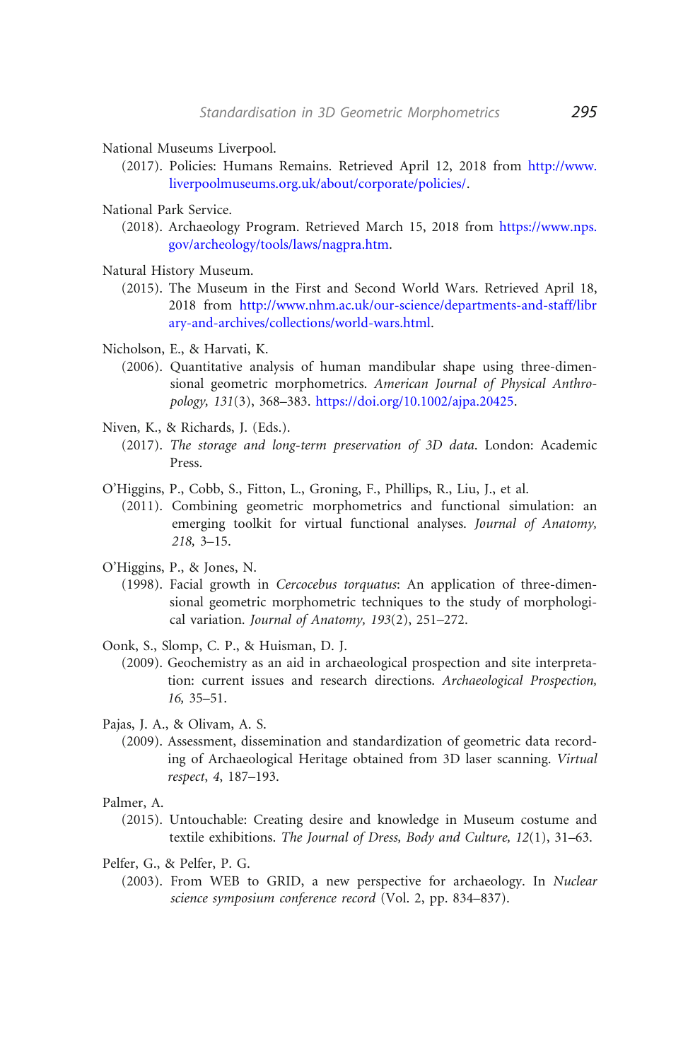National Museums Liverpool.

(2017). Policies: Humans Remains. Retrieved April 12, 2018 from http://www.liverpoolmuseums.org.uk/about/corporate/policies/.

National Park Service.

(2018). Archaeology Program. Retrieved March 15, 2018 from https://www.nps.gov/archeology/tools/laws/nagpra.htm.

Natural History Museum.

(2015). The Museum in the First and Second World Wars. Retrieved April 18, 2018 from http://www.nhm.ac.uk/our-science/departments-and-staff/library-and-archives/collections/world-wars.html.

Nicholson, E., & Harvati, K.

(2006). Quantitative analysis of human mandibular shape using three-dimensional geometric morphometrics. *American Journal of Physical Anthropology, 131*(3), 368–383. https://doi.org/10.1002/ajpa.20425.

Niven, K., & Richards, J. (Eds.).

(2017). *The storage and long-term preservation of 3D data*. London: Academic Press.

O'Higgins, P., Cobb, S., Fitton, L., Groning, F., Phillips, R., Liu, J., et al.

(2011). Combining geometric morphometrics and functional simulation: an emerging toolkit for virtual functional analyses. *Journal of Anatomy, 218,* 3–15.

O'Higgins, P., & Jones, N.

(1998). Facial growth in *Cercocebus torquatus*: An application of three-dimensional geometric morphometric techniques to the study of morphological variation. *Journal of Anatomy, 193*(2), 251–272.

Oonk, S., Slomp, C. P., & Huisman, D. J.

(2009). Geochemistry as an aid in archaeological prospection and site interpretation: current issues and research directions. *Archaeological Prospection, 16,* 35–51.

Pajas, J. A., & Olivam, A. S.

(2009). Assessment, dissemination and standardization of geometric data recording of Archaeological Heritage obtained from 3D laser scanning. *Virtual respect*, *4*, 187–193.

Palmer, A.

(2015). Untouchable: Creating desire and knowledge in Museum costume and textile exhibitions. *The Journal of Dress, Body and Culture, 12*(1), 31–63.

Pelfer, G., & Pelfer, P. G.

(2003). From WEB to GRID, a new perspective for archaeology. In *Nuclear science symposium conference record* (Vol. 2, pp. 834–837).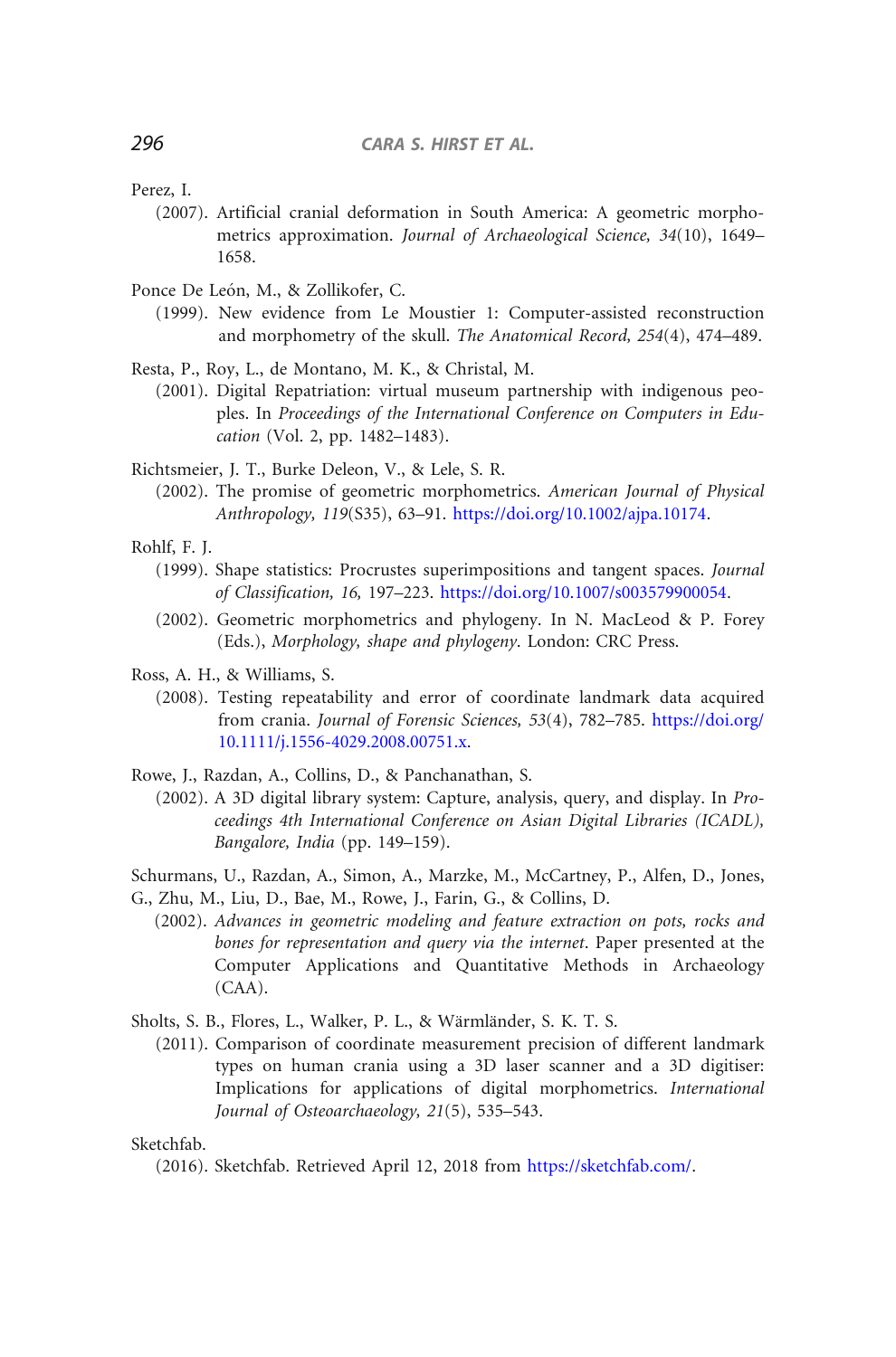Perez, I.

(2007). Artificial cranial deformation in South America: A geometric morphometrics approximation. *Journal of Archaeological Science, 34*(10), 1649–1658.

Ponce De León, M., & Zollikofer, C.

(1999). New evidence from Le Moustier 1: Computer-assisted reconstruction and morphometry of the skull. *The Anatomical Record, 254*(4), 474–489.

Resta, P., Roy, L., de Montano, M. K., & Christal, M.

(2001). Digital Repatriation: virtual museum partnership with indigenous peoples. In *Proceedings of the International Conference on Computers in Education* (Vol. 2, pp. 1482–1483).

Richtsmeier, J. T., Burke Deleon, V., & Lele, S. R.

(2002). The promise of geometric morphometrics. *American Journal of Physical Anthropology, 119*(S35), 63–91. https://doi.org/10.1002/ajpa.10174.

Rohlf, F. J.

(1999). Shape statistics: Procrustes superimpositions and tangent spaces. *Journal of Classification, 16,* 197–223. https://doi.org/10.1007/s003579900054.

(2002). Geometric morphometrics and phylogeny. In N. MacLeod & P. Forey (Eds.), *Morphology, shape and phylogeny*. London: CRC Press.

Ross, A. H., & Williams, S.

(2008). Testing repeatability and error of coordinate landmark data acquired from crania. *Journal of Forensic Sciences, 53*(4), 782–785. https://doi.org/10.1111/j.1556-4029.2008.00751.x.

Rowe, J., Razdan, A., Collins, D., & Panchanathan, S.

(2002). A 3D digital library system: Capture, analysis, query, and display. In *Proceedings 4th International Conference on Asian Digital Libraries (ICADL), Bangalore, India* (pp. 149–159).

Schurmans, U., Razdan, A., Simon, A., Marzke, M., McCartney, P., Alfen, D., Jones, G., Zhu, M., Liu, D., Bae, M., Rowe, J., Farin, G., & Collins, D.

(2002). *Advances in geometric modeling and feature extraction on pots, rocks and bones for representation and query via the internet*. Paper presented at the Computer Applications and Quantitative Methods in Archaeology (CAA).

Sholts, S. B., Flores, L., Walker, P. L., & Wärmländer, S. K. T. S.

(2011). Comparison of coordinate measurement precision of different landmark types on human crania using a 3D laser scanner and a 3D digitiser: Implications for applications of digital morphometrics. *International Journal of Osteoarchaeology, 21*(5), 535–543.

Sketchfab.

(2016). Sketchfab. Retrieved April 12, 2018 from https://sketchfab.com/.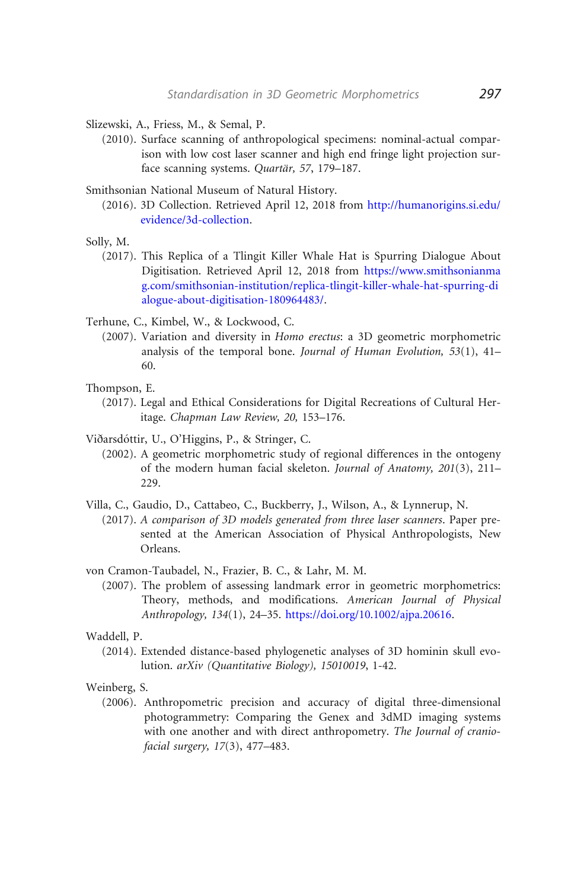Slizewski, A., Friess, M., & Semal, P.

(2010). Surface scanning of anthropological specimens: nominal-actual comparison with low cost laser scanner and high end fringe light projection surface scanning systems. *Quartär, 57*, 179–187.

Smithsonian National Museum of Natural History.

(2016). 3D Collection. Retrieved April 12, 2018 from http://humanorigins.si.edu/evidence/3d-collection.

Solly, M.

(2017). This Replica of a Tlingit Killer Whale Hat is Spurring Dialogue About Digitisation. Retrieved April 12, 2018 from https://www.smithsonianmag.com/smithsonian-institution/replica-tlingit-killer-whale-hat-spurring-dialogue-about-digitisation-180964483/.

Terhune, C., Kimbel, W., & Lockwood, C.

(2007). Variation and diversity in *Homo erectus*: a 3D geometric morphometric analysis of the temporal bone. *Journal of Human Evolution, 53*(1), 41–60.

Thompson, E.

(2017). Legal and Ethical Considerations for Digital Recreations of Cultural Heritage. *Chapman Law Review, 20,* 153–176.

Viðarsdóttir, U., O'Higgins, P., & Stringer, C.

(2002). A geometric morphometric study of regional differences in the ontogeny of the modern human facial skeleton. *Journal of Anatomy, 201*(3), 211–229.

Villa, C., Gaudio, D., Cattabeo, C., Buckberry, J., Wilson, A., & Lynnerup, N.

(2017). *A comparison of 3D models generated from three laser scanners*. Paper presented at the American Association of Physical Anthropologists, New Orleans.

von Cramon-Taubadel, N., Frazier, B. C., & Lahr, M. M.

(2007). The problem of assessing landmark error in geometric morphometrics: Theory, methods, and modifications. *American Journal of Physical Anthropology, 134*(1), 24–35. https://doi.org/10.1002/ajpa.20616.

Waddell, P.

(2014). Extended distance-based phylogenetic analyses of 3D hominin skull evolution. *arXiv (Quantitative Biology), 15010019*, 1-42.

Weinberg, S.

(2006). Anthropometric precision and accuracy of digital three-dimensional photogrammetry: Comparing the Genex and 3dMD imaging systems with one another and with direct anthropometry. *The Journal of craniofacial surgery, 17*(3), 477–483.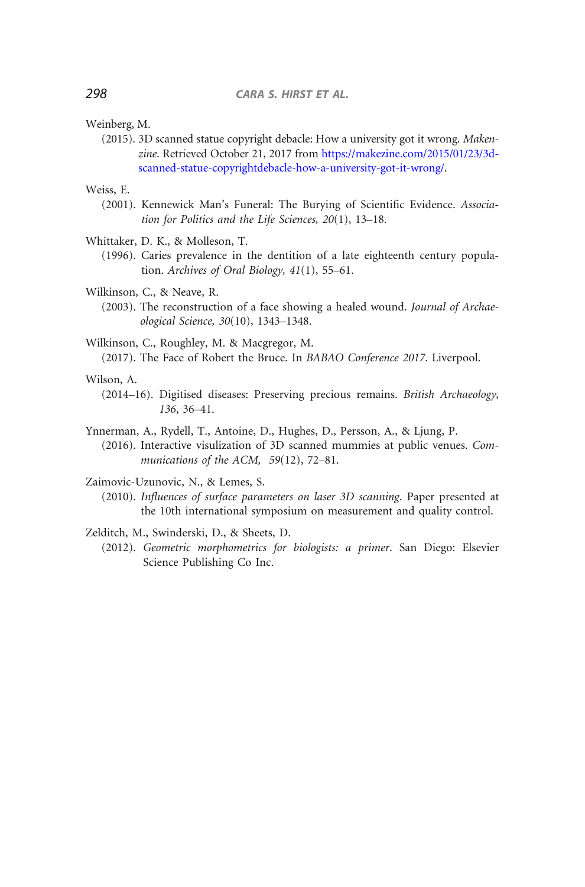Weinberg, M.

(2015). 3D scanned statue copyright debacle: How a university got it wrong. *Makenzine*. Retrieved October 21, 2017 from https://makezine.com/2015/01/23/3d-scanned-statue-copyrightdebacle-how-a-university-got-it-wrong/.

Weiss, E.

(2001). Kennewick Man's Funeral: The Burying of Scientific Evidence. *Association for Politics and the Life Sciences, 20*(1), 13–18.

Whittaker, D. K., & Molleson, T.

(1996). Caries prevalence in the dentition of a late eighteenth century population. *Archives of Oral Biology, 41*(1), 55–61.

Wilkinson, C., & Neave, R.

(2003). The reconstruction of a face showing a healed wound. *Journal of Archaeological Science, 30*(10), 1343–1348.

Wilkinson, C., Roughley, M. & Macgregor, M.

(2017). The Face of Robert the Bruce. In *BABAO Conference 2017*. Liverpool.

Wilson, A.

(2014–16). Digitised diseases: Preserving precious remains. *British Archaeology, 136*, 36–41.

Ynnerman, A., Rydell, T., Antoine, D., Hughes, D., Persson, A., & Ljung, P.

(2016). Interactive visulization of 3D scanned mummies at public venues. *Communications of the ACM, 59*(12), 72–81.

Zaimovic-Uzunovic, N., & Lemes, S.

(2010). *Influences of surface parameters on laser 3D scanning*. Paper presented at the 10th international symposium on measurement and quality control.

Zelditch, M., Swinderski, D., & Sheets, D.

(2012). *Geometric morphometrics for biologists: a primer*. San Diego: Elsevier Science Publishing Co Inc.